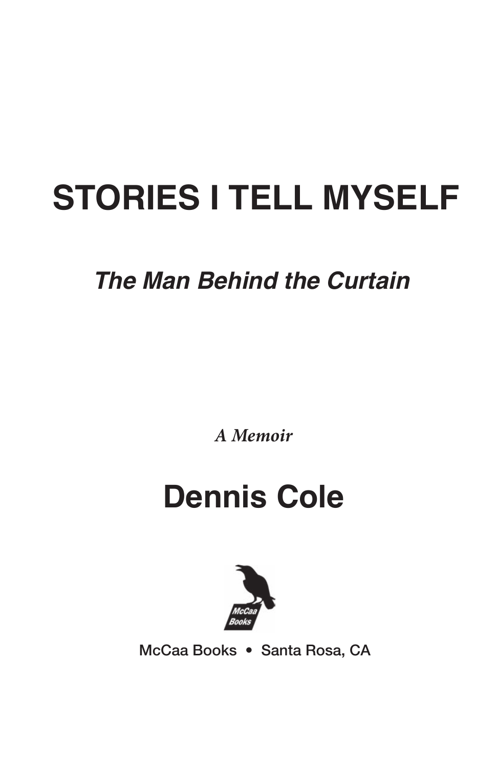# STORIES I TELL MYSELF

## *The Man Behind the Curtain*

*A Memoir*

## Dennis Cole

McCaa Books • Santa Rosa, CA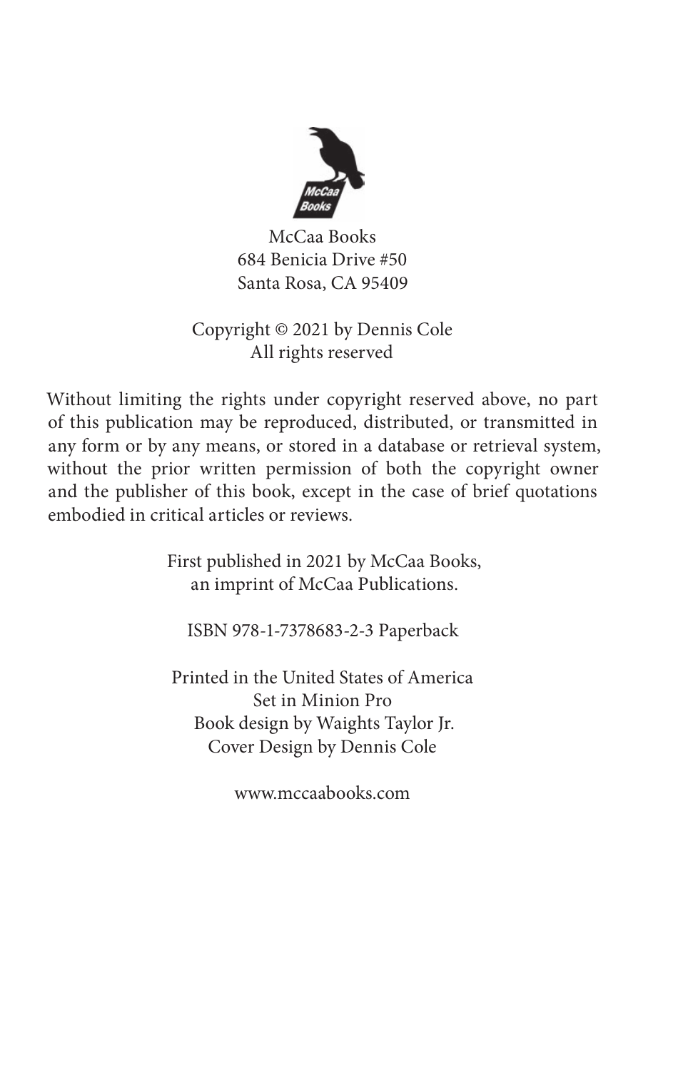McCaa Books
684 Benicia Drive #50
Santa Rosa, CA 95409

Copyright © 2021 by Dennis Cole
All rights reserved

Without limiting the rights under copyright reserved above, no part of this publication may be reproduced, distributed, or transmitted in any form or by any means, or stored in a database or retrieval system, without the prior written permission of both the copyright owner and the publisher of this book, except in the case of brief quotations embodied in critical articles or reviews.

First published in 2021 by McCaa Books,
an imprint of McCaa Publications.

ISBN 978-1-7378683-2-3 Paperback

Printed in the United States of America
Set in Minion Pro
Book design by Waights Taylor Jr.
Cover Design by Dennis Cole

www.mccaabooks.com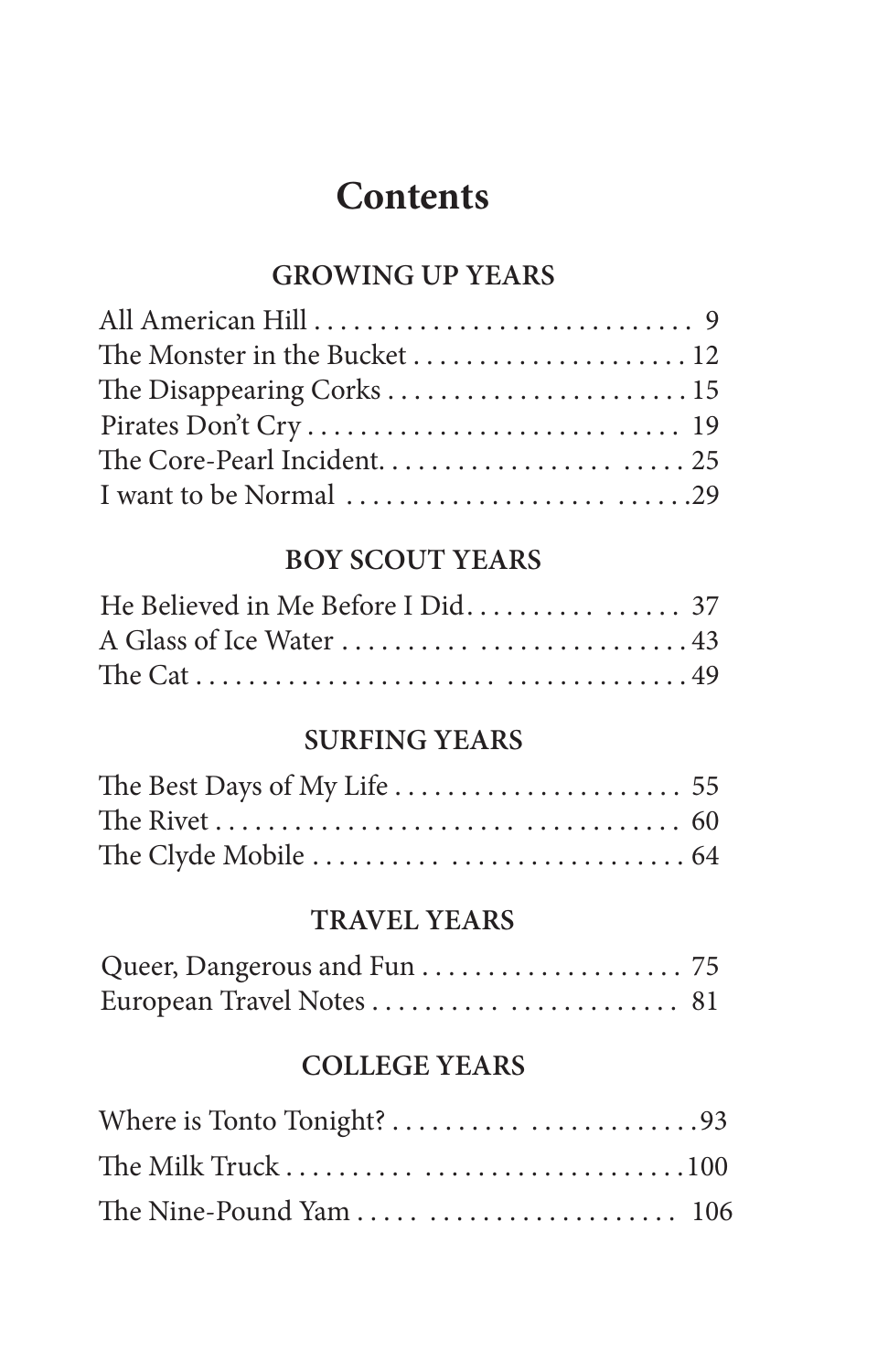# Contents

## GROWING UP YEARS

All American Hill . . . . . . . . . . . . . . . . . . . . . . . . . . . . 9
The Monster in the Bucket . . . . . . . . . . . . . . . . . . . . . 12
The Disappearing Corks . . . . . . . . . . . . . . . . . . . . . . . 15
Pirates Don't Cry . . . . . . . . . . . . . . . . . . . . . . . . . . 19
The Core-Pearl Incident. . . . . . . . . . . . . . . . . . . . . . . 25
I want to be Normal . . . . . . . . . . . . . . . . . . . . . . . .29

## BOY SCOUT YEARS

He Believed in Me Before I Did. . . . . . . . . . . . . . . . 37
A Glass of Ice Water . . . . . . . . . . . . . . . . . . . . . . . . 43
The Cat . . . . . . . . . . . . . . . . . . . . . . . . . . . . . . . . . 49

## SURFING YEARS

The Best Days of My Life . . . . . . . . . . . . . . . . . . . . . 55
The Rivet . . . . . . . . . . . . . . . . . . . . . . . . . . . . . . . . 60
The Clyde Mobile . . . . . . . . . . . . . . . . . . . . . . . . . . 64

## TRAVEL YEARS

Queer, Dangerous and Fun . . . . . . . . . . . . . . . . . . . 75
European Travel Notes . . . . . . . . . . . . . . . . . . . . . . 81

## COLLEGE YEARS

Where is Tonto Tonight? . . . . . . . . . . . . . . . . . . . . .93
The Milk Truck . . . . . . . . . . . . . . . . . . . . . . . . . . . .100
The Nine-Pound Yam . . . . . . . . . . . . . . . . . . . . . . . 106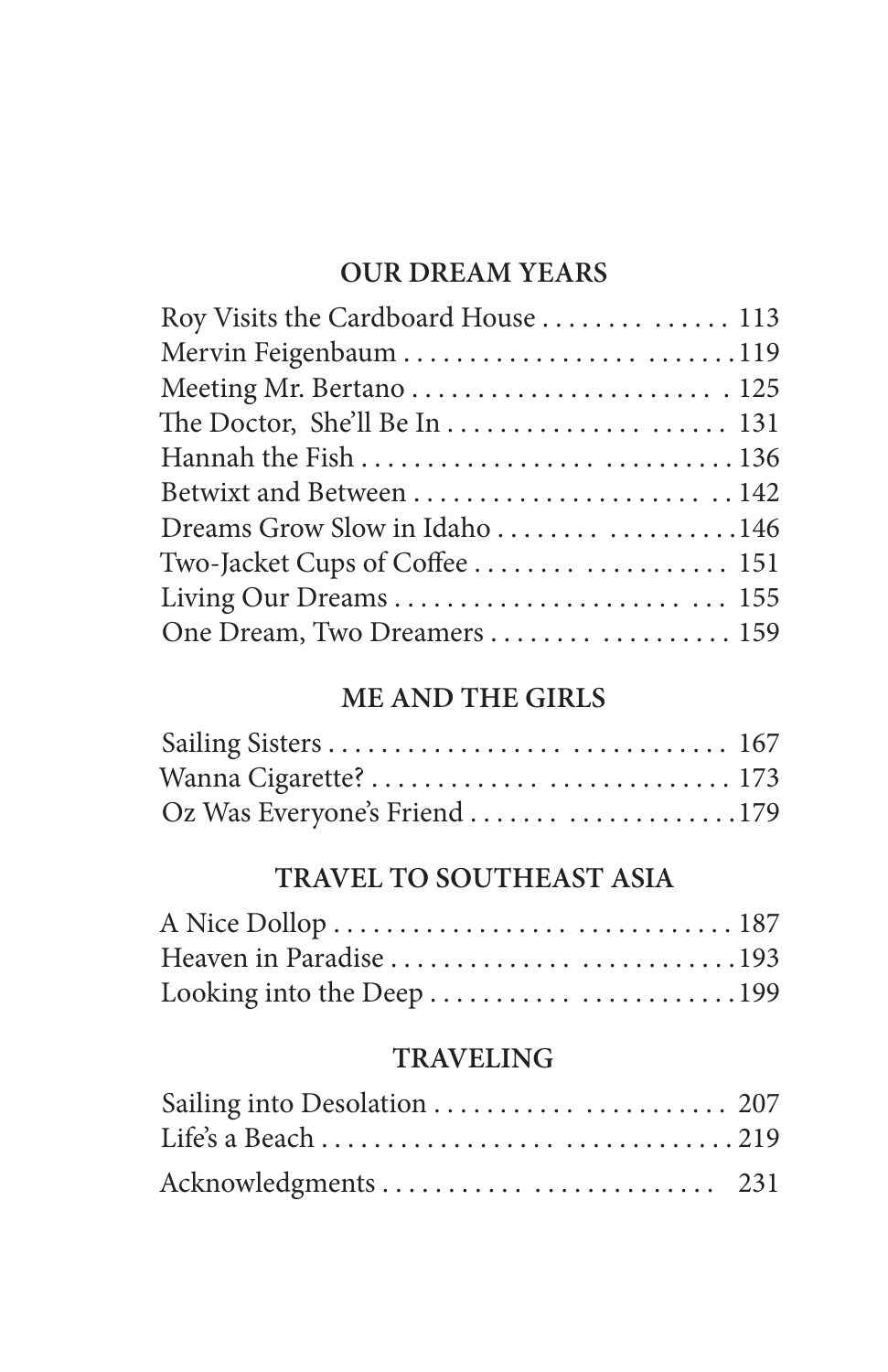## OUR DREAM YEARS

Roy Visits the Cardboard House . . . . . . . . . . . . . . 113
Mervin Feigenbaum . . . . . . . . . . . . . . . . . . . . . . . 119
Meeting Mr. Bertano . . . . . . . . . . . . . . . . . . . . . . 125
The Doctor, She'll Be In . . . . . . . . . . . . . . . . . . . 131
Hannah the Fish . . . . . . . . . . . . . . . . . . . . . . . . . 136
Betwixt and Between . . . . . . . . . . . . . . . . . . . . . 142
Dreams Grow Slow in Idaho . . . . . . . . . . . . . . . . 146
Two-Jacket Cups of Coffee . . . . . . . . . . . . . . . . . 151
Living Our Dreams . . . . . . . . . . . . . . . . . . . . . . . 155
One Dream, Two Dreamers . . . . . . . . . . . . . . . . . 159

## ME AND THE GIRLS

Sailing Sisters . . . . . . . . . . . . . . . . . . . . . . . . . . 167
Wanna Cigarette? . . . . . . . . . . . . . . . . . . . . . . . . 173
Oz Was Everyone's Friend . . . . . . . . . . . . . . . . . 179

## TRAVEL TO SOUTHEAST ASIA

A Nice Dollop . . . . . . . . . . . . . . . . . . . . . . . . . . . 187
Heaven in Paradise . . . . . . . . . . . . . . . . . . . . . . . 193
Looking into the Deep . . . . . . . . . . . . . . . . . . . . 199

## TRAVELING

Sailing into Desolation . . . . . . . . . . . . . . . . . . . . 207
Life's a Beach . . . . . . . . . . . . . . . . . . . . . . . . . . . 219

Acknowledgments . . . . . . . . . . . . . . . . . . . . . . . 231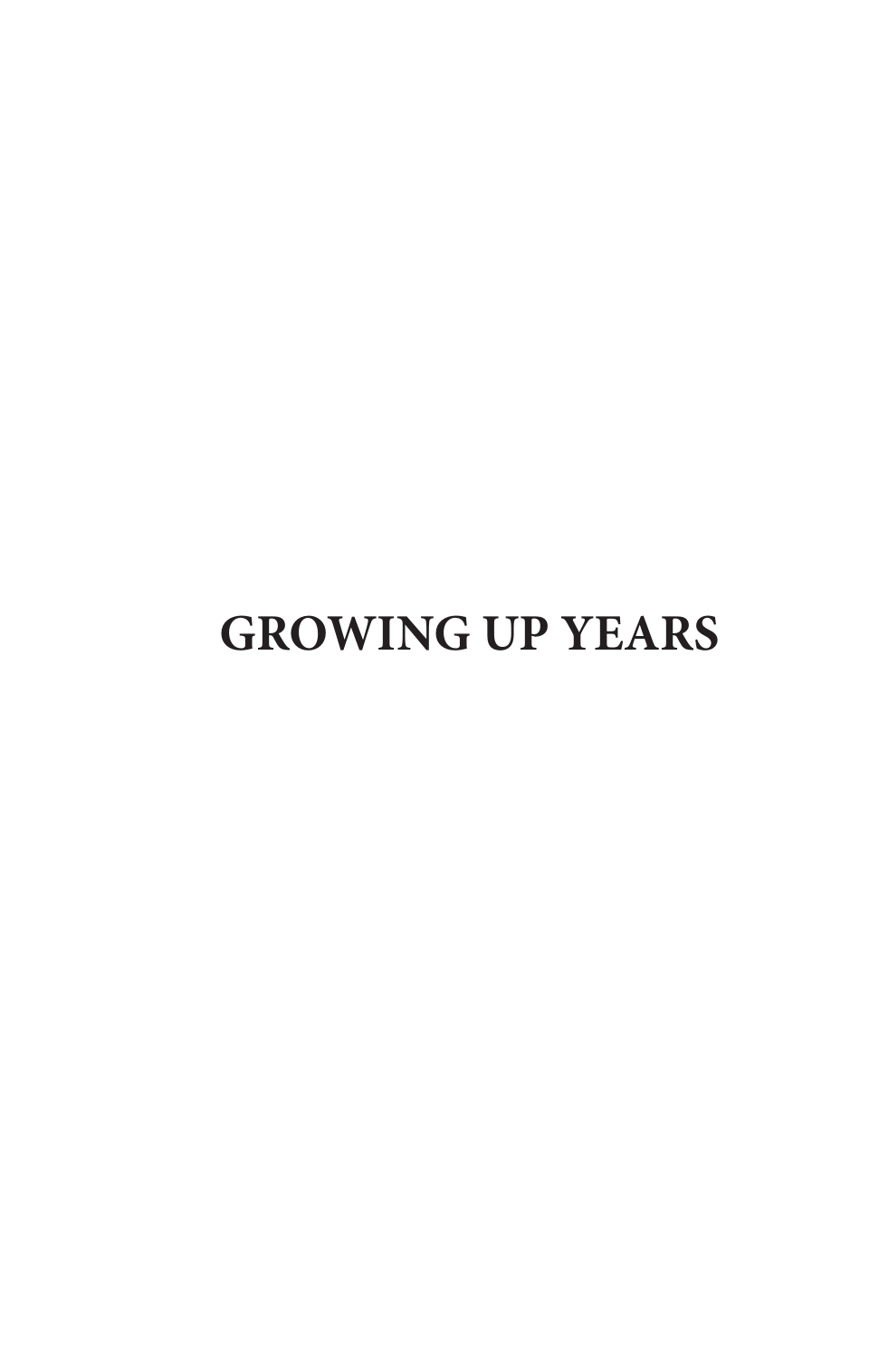# GROWING UP YEARS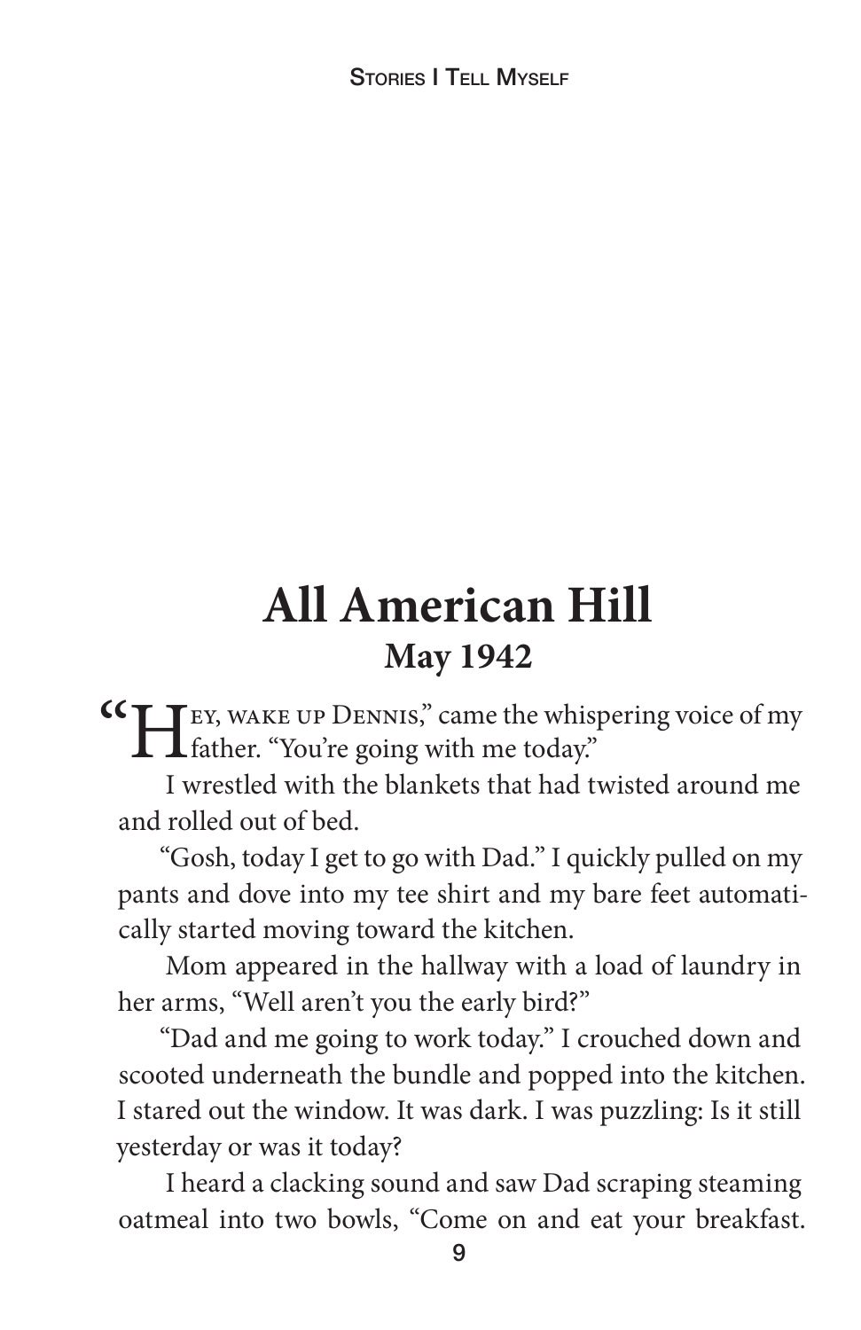# All American Hill

## May 1942

"Hey, wake up Dennis," came the whispering voice of my father. "You're going with me today."

I wrestled with the blankets that had twisted around me and rolled out of bed.

"Gosh, today I get to go with Dad." I quickly pulled on my pants and dove into my tee shirt and my bare feet automatically started moving toward the kitchen.

Mom appeared in the hallway with a load of laundry in her arms, "Well aren't you the early bird?"

"Dad and me going to work today." I crouched down and scooted underneath the bundle and popped into the kitchen. I stared out the window. It was dark. I was puzzling: Is it still yesterday or was it today?

I heard a clacking sound and saw Dad scraping steaming oatmeal into two bowls, "Come on and eat your breakfast.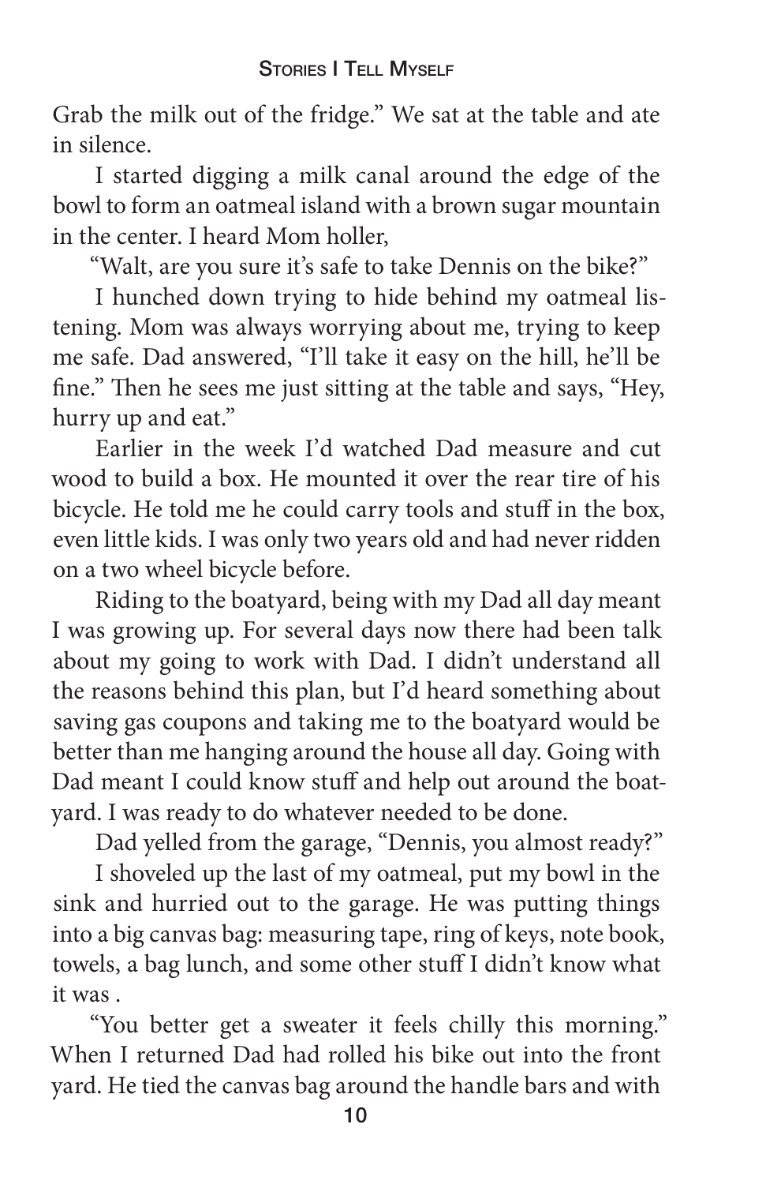Grab the milk out of the fridge." We sat at the table and ate in silence.

I started digging a milk canal around the edge of the bowl to form an oatmeal island with a brown sugar mountain in the center. I heard Mom holler,

"Walt, are you sure it's safe to take Dennis on the bike?"

I hunched down trying to hide behind my oatmeal listening. Mom was always worrying about me, trying to keep me safe. Dad answered, "I'll take it easy on the hill, he'll be fine." Then he sees me just sitting at the table and says, "Hey, hurry up and eat."

Earlier in the week I'd watched Dad measure and cut wood to build a box. He mounted it over the rear tire of his bicycle. He told me he could carry tools and stuff in the box, even little kids. I was only two years old and had never ridden on a two wheel bicycle before.

Riding to the boatyard, being with my Dad all day meant I was growing up. For several days now there had been talk about my going to work with Dad. I didn't understand all the reasons behind this plan, but I'd heard something about saving gas coupons and taking me to the boatyard would be better than me hanging around the house all day. Going with Dad meant I could know stuff and help out around the boatyard. I was ready to do whatever needed to be done.

Dad yelled from the garage, "Dennis, you almost ready?"

I shoveled up the last of my oatmeal, put my bowl in the sink and hurried out to the garage. He was putting things into a big canvas bag: measuring tape, ring of keys, note book, towels, a bag lunch, and some other stuff I didn't know what it was .

"You better get a sweater it feels chilly this morning." When I returned Dad had rolled his bike out into the front yard. He tied the canvas bag around the handle bars and with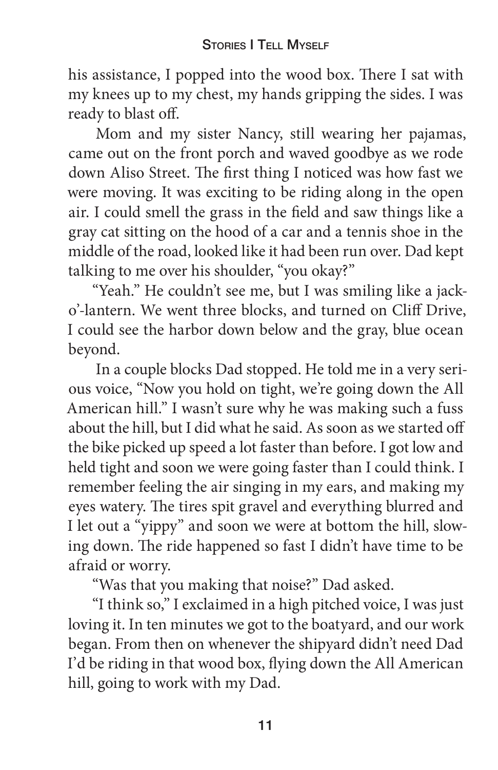his assistance, I popped into the wood box. There I sat with my knees up to my chest, my hands gripping the sides. I was ready to blast off.

Mom and my sister Nancy, still wearing her pajamas, came out on the front porch and waved goodbye as we rode down Aliso Street. The first thing I noticed was how fast we were moving. It was exciting to be riding along in the open air. I could smell the grass in the field and saw things like a gray cat sitting on the hood of a car and a tennis shoe in the middle of the road, looked like it had been run over. Dad kept talking to me over his shoulder, "you okay?"

"Yeah." He couldn't see me, but I was smiling like a jack-o'-lantern. We went three blocks, and turned on Cliff Drive, I could see the harbor down below and the gray, blue ocean beyond.

In a couple blocks Dad stopped. He told me in a very serious voice, "Now you hold on tight, we're going down the All American hill." I wasn't sure why he was making such a fuss about the hill, but I did what he said. As soon as we started off the bike picked up speed a lot faster than before. I got low and held tight and soon we were going faster than I could think. I remember feeling the air singing in my ears, and making my eyes watery. The tires spit gravel and everything blurred and I let out a "yippy" and soon we were at bottom the hill, slowing down. The ride happened so fast I didn't have time to be afraid or worry.

"Was that you making that noise?" Dad asked.

"I think so," I exclaimed in a high pitched voice, I was just loving it. In ten minutes we got to the boatyard, and our work began. From then on whenever the shipyard didn't need Dad I'd be riding in that wood box, flying down the All American hill, going to work with my Dad.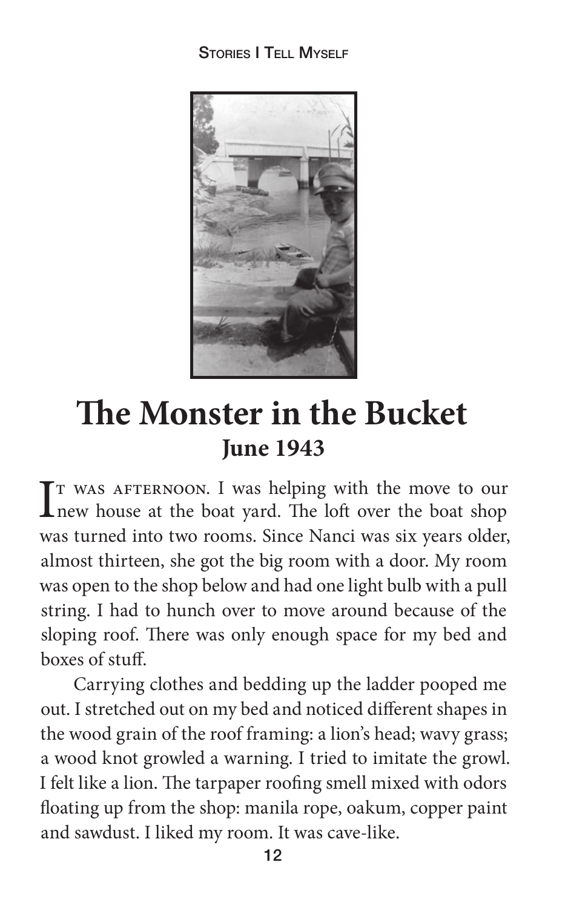# The Monster in the Bucket

## June 1943

It was afternoon. I was helping with the move to our new house at the boat yard. The loft over the boat shop was turned into two rooms. Since Nanci was six years older, almost thirteen, she got the big room with a door. My room was open to the shop below and had one light bulb with a pull string. I had to hunch over to move around because of the sloping roof. There was only enough space for my bed and boxes of stuff.

Carrying clothes and bedding up the ladder pooped me out. I stretched out on my bed and noticed different shapes in the wood grain of the roof framing: a lion's head; wavy grass; a wood knot growled a warning. I tried to imitate the growl. I felt like a lion. The tarpaper roofing smell mixed with odors floating up from the shop: manila rope, oakum, copper paint and sawdust. I liked my room. It was cave-like.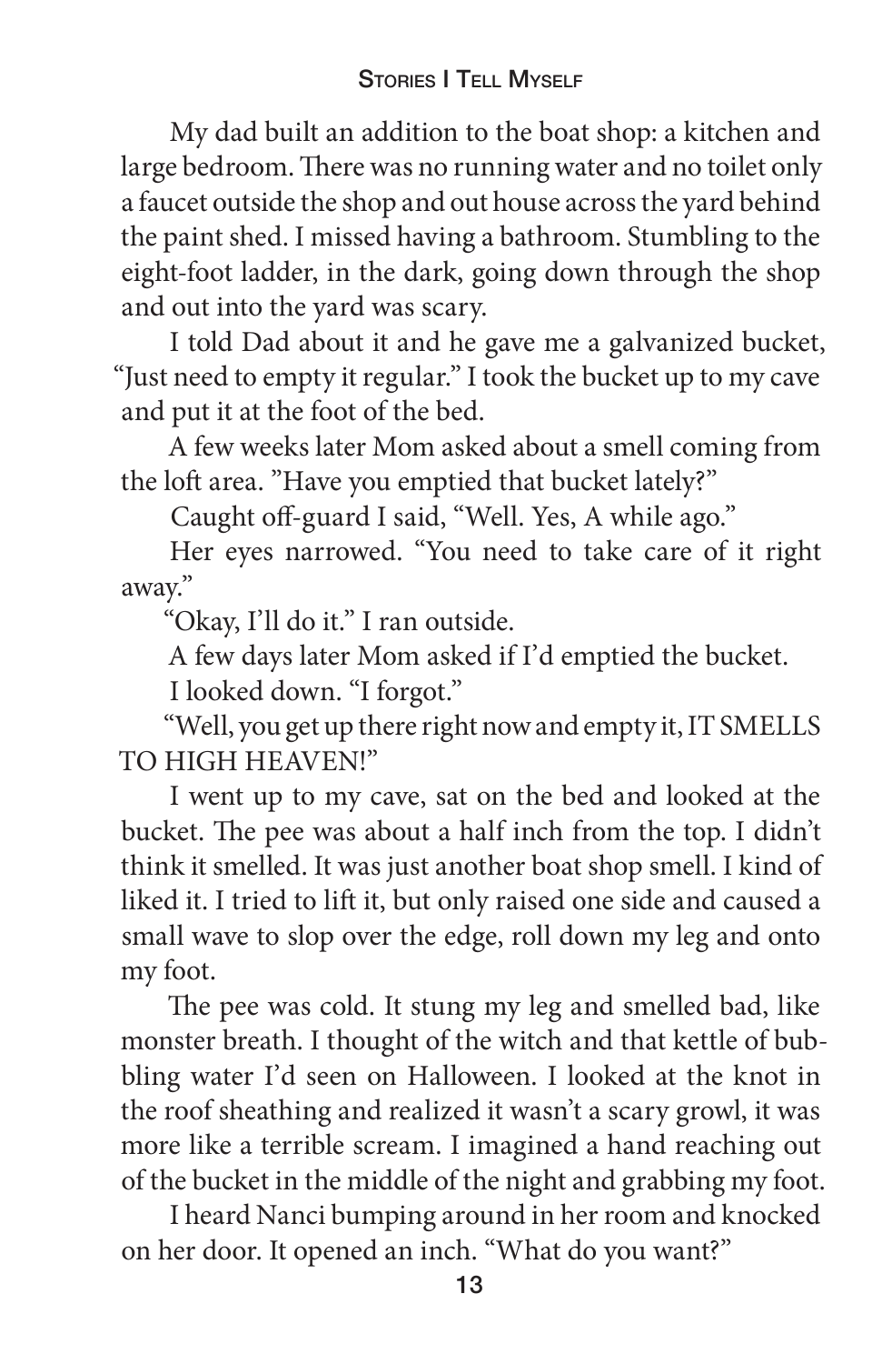My dad built an addition to the boat shop: a kitchen and large bedroom. There was no running water and no toilet only a faucet outside the shop and out house across the yard behind the paint shed. I missed having a bathroom. Stumbling to the eight-foot ladder, in the dark, going down through the shop and out into the yard was scary.

I told Dad about it and he gave me a galvanized bucket, "Just need to empty it regular." I took the bucket up to my cave and put it at the foot of the bed.

A few weeks later Mom asked about a smell coming from the loft area. "Have you emptied that bucket lately?"

Caught off-guard I said, "Well. Yes, A while ago."

Her eyes narrowed. "You need to take care of it right away."

"Okay, I'll do it." I ran outside.

A few days later Mom asked if I'd emptied the bucket.

I looked down. "I forgot."

"Well, you get up there right now and empty it, IT SMELLS TO HIGH HEAVEN!"

I went up to my cave, sat on the bed and looked at the bucket. The pee was about a half inch from the top. I didn't think it smelled. It was just another boat shop smell. I kind of liked it. I tried to lift it, but only raised one side and caused a small wave to slop over the edge, roll down my leg and onto my foot.

The pee was cold. It stung my leg and smelled bad, like monster breath. I thought of the witch and that kettle of bubbling water I'd seen on Halloween. I looked at the knot in the roof sheathing and realized it wasn't a scary growl, it was more like a terrible scream. I imagined a hand reaching out of the bucket in the middle of the night and grabbing my foot.

I heard Nanci bumping around in her room and knocked on her door. It opened an inch. "What do you want?"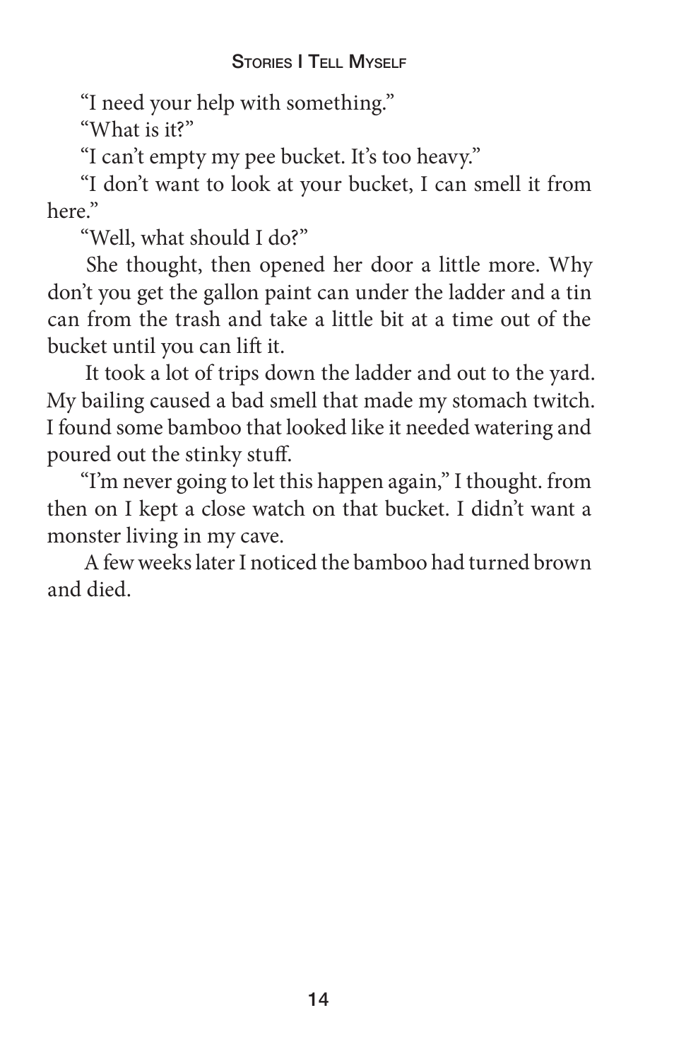"I need your help with something."

"What is it?"

"I can't empty my pee bucket. It's too heavy."

"I don't want to look at your bucket, I can smell it from here."

"Well, what should I do?"

She thought, then opened her door a little more. Why don't you get the gallon paint can under the ladder and a tin can from the trash and take a little bit at a time out of the bucket until you can lift it.

It took a lot of trips down the ladder and out to the yard. My bailing caused a bad smell that made my stomach twitch. I found some bamboo that looked like it needed watering and poured out the stinky stuff.

"I'm never going to let this happen again," I thought. from then on I kept a close watch on that bucket. I didn't want a monster living in my cave.

A few weeks later I noticed the bamboo had turned brown and died.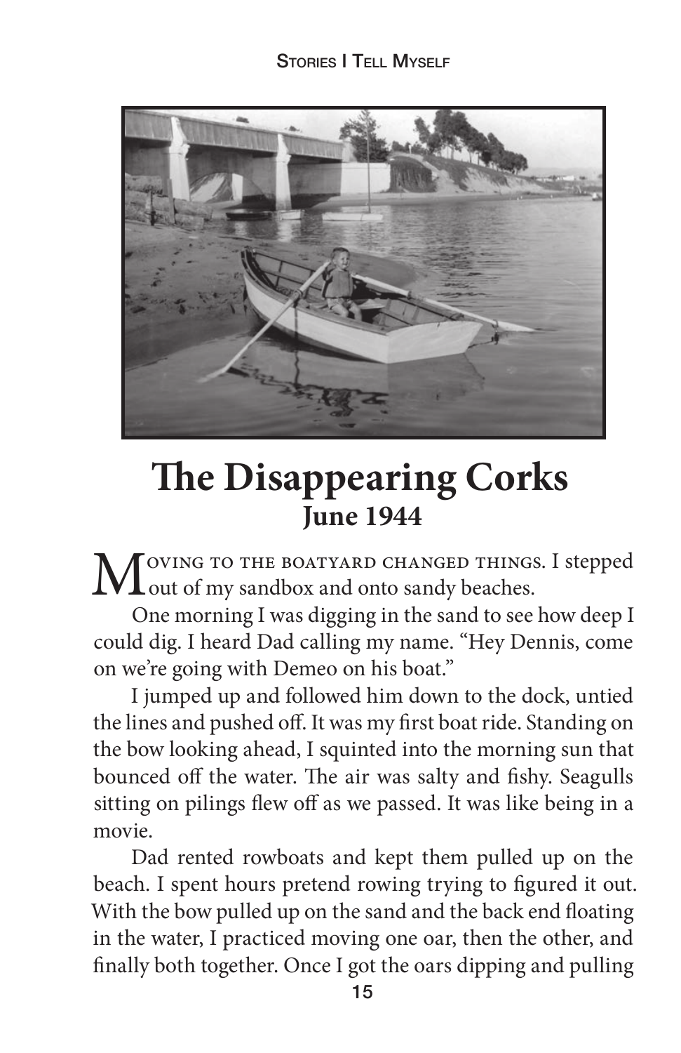# The Disappearing Corks
## June 1944

Moving to the boatyard changed things. I stepped out of my sandbox and onto sandy beaches.

One morning I was digging in the sand to see how deep I could dig. I heard Dad calling my name. "Hey Dennis, come on we're going with Demeo on his boat."

I jumped up and followed him down to the dock, untied the lines and pushed off. It was my first boat ride. Standing on the bow looking ahead, I squinted into the morning sun that bounced off the water. The air was salty and fishy. Seagulls sitting on pilings flew off as we passed. It was like being in a movie.

Dad rented rowboats and kept them pulled up on the beach. I spent hours pretend rowing trying to figured it out. With the bow pulled up on the sand and the back end floating in the water, I practiced moving one oar, then the other, and finally both together. Once I got the oars dipping and pulling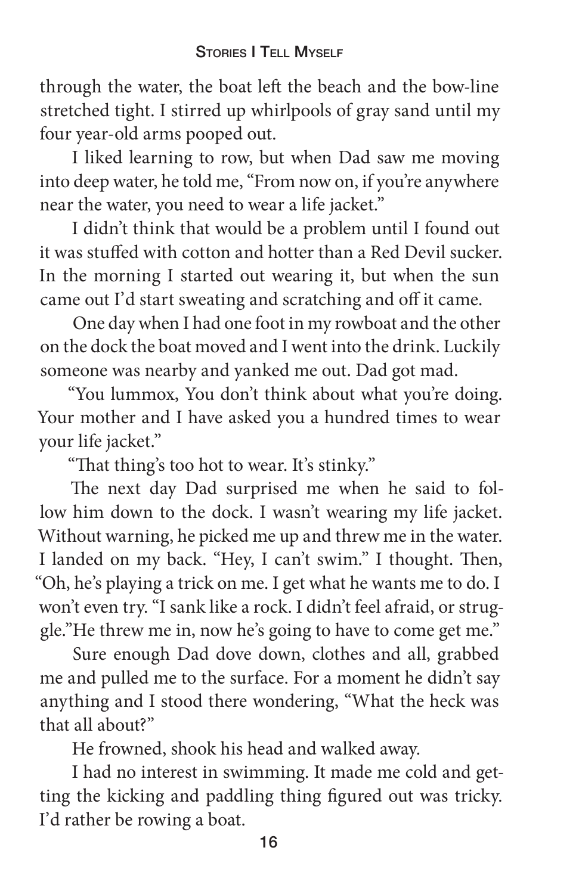through the water, the boat left the beach and the bow-line stretched tight. I stirred up whirlpools of gray sand until my four year-old arms pooped out.

I liked learning to row, but when Dad saw me moving into deep water, he told me, "From now on, if you're anywhere near the water, you need to wear a life jacket."

I didn't think that would be a problem until I found out it was stuffed with cotton and hotter than a Red Devil sucker. In the morning I started out wearing it, but when the sun came out I'd start sweating and scratching and off it came.

One day when I had one foot in my rowboat and the other on the dock the boat moved and I went into the drink. Luckily someone was nearby and yanked me out. Dad got mad.

"You lummox, You don't think about what you're doing. Your mother and I have asked you a hundred times to wear your life jacket."

"That thing's too hot to wear. It's stinky."

The next day Dad surprised me when he said to follow him down to the dock. I wasn't wearing my life jacket. Without warning, he picked me up and threw me in the water. I landed on my back. "Hey, I can't swim." I thought. Then, "Oh, he's playing a trick on me. I get what he wants me to do. I won't even try. "I sank like a rock. I didn't feel afraid, or struggle."He threw me in, now he's going to have to come get me."

Sure enough Dad dove down, clothes and all, grabbed me and pulled me to the surface. For a moment he didn't say anything and I stood there wondering, "What the heck was that all about?"

He frowned, shook his head and walked away.

I had no interest in swimming. It made me cold and getting the kicking and paddling thing figured out was tricky. I'd rather be rowing a boat.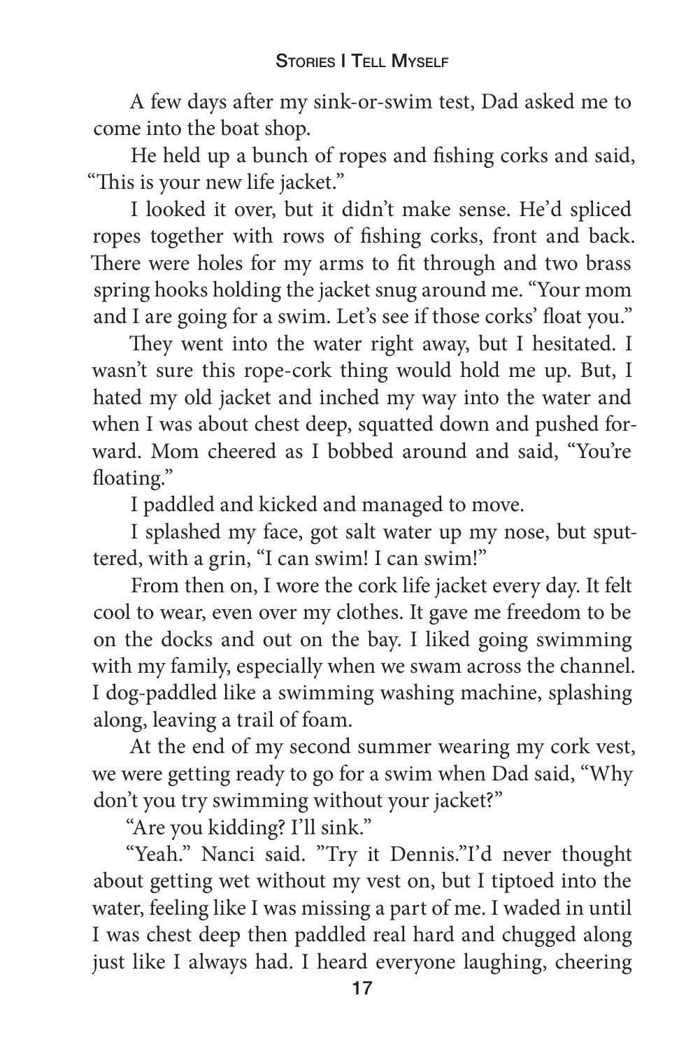A few days after my sink-or-swim test, Dad asked me to come into the boat shop.

He held up a bunch of ropes and fishing corks and said, "This is your new life jacket."

I looked it over, but it didn't make sense. He'd spliced ropes together with rows of fishing corks, front and back. There were holes for my arms to fit through and two brass spring hooks holding the jacket snug around me. "Your mom and I are going for a swim. Let's see if those corks' float you."

They went into the water right away, but I hesitated. I wasn't sure this rope-cork thing would hold me up. But, I hated my old jacket and inched my way into the water and when I was about chest deep, squatted down and pushed forward. Mom cheered as I bobbed around and said, "You're floating."

I paddled and kicked and managed to move.

I splashed my face, got salt water up my nose, but sputtered, with a grin, "I can swim! I can swim!"

From then on, I wore the cork life jacket every day. It felt cool to wear, even over my clothes. It gave me freedom to be on the docks and out on the bay. I liked going swimming with my family, especially when we swam across the channel. I dog-paddled like a swimming washing machine, splashing along, leaving a trail of foam.

At the end of my second summer wearing my cork vest, we were getting ready to go for a swim when Dad said, "Why don't you try swimming without your jacket?"

"Are you kidding? I'll sink."

"Yeah." Nanci said. "Try it Dennis."I'd never thought about getting wet without my vest on, but I tiptoed into the water, feeling like I was missing a part of me. I waded in until I was chest deep then paddled real hard and chugged along just like I always had. I heard everyone laughing, cheering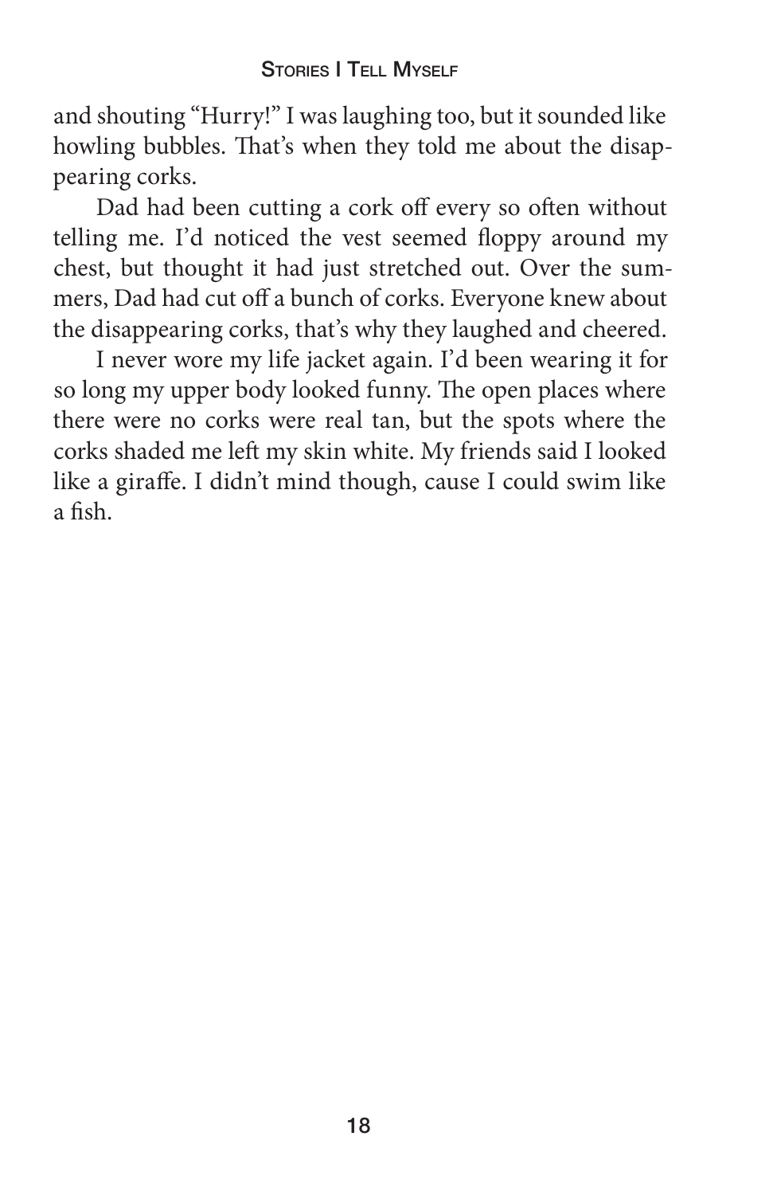and shouting "Hurry!" I was laughing too, but it sounded like howling bubbles. That's when they told me about the disappearing corks.

Dad had been cutting a cork off every so often without telling me. I'd noticed the vest seemed floppy around my chest, but thought it had just stretched out. Over the summers, Dad had cut off a bunch of corks. Everyone knew about the disappearing corks, that's why they laughed and cheered.

I never wore my life jacket again. I'd been wearing it for so long my upper body looked funny. The open places where there were no corks were real tan, but the spots where the corks shaded me left my skin white. My friends said I looked like a giraffe. I didn't mind though, cause I could swim like a fish.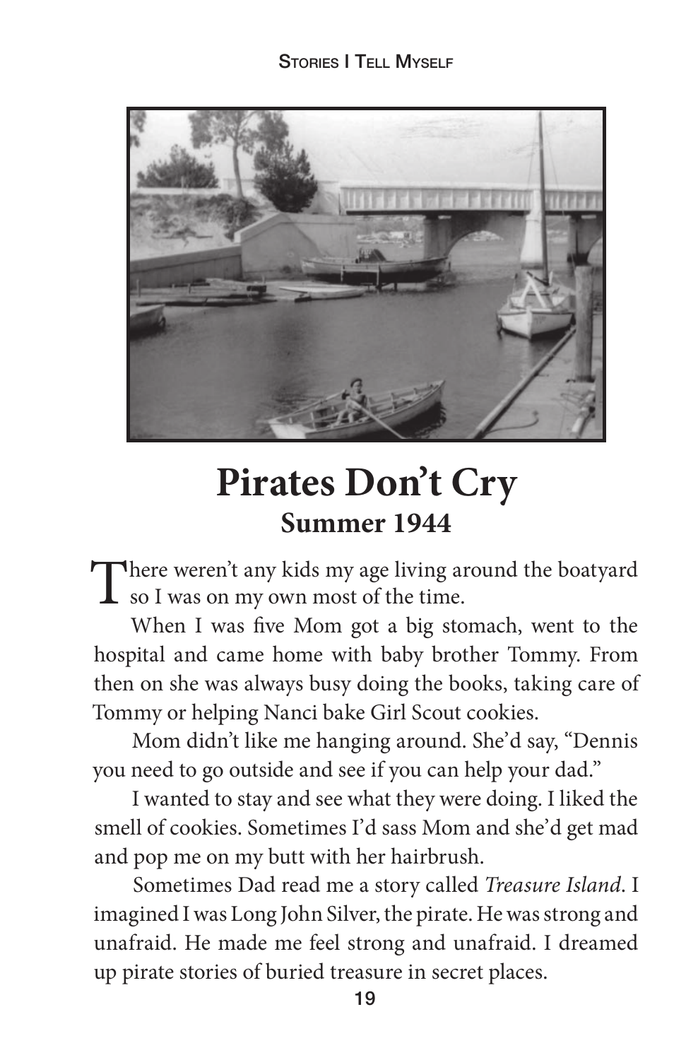# Pirates Don't Cry

## Summer 1944

There weren't any kids my age living around the boatyard so I was on my own most of the time.

When I was five Mom got a big stomach, went to the hospital and came home with baby brother Tommy. From then on she was always busy doing the books, taking care of Tommy or helping Nanci bake Girl Scout cookies.

Mom didn't like me hanging around. She'd say, "Dennis you need to go outside and see if you can help your dad."

I wanted to stay and see what they were doing. I liked the smell of cookies. Sometimes I'd sass Mom and she'd get mad and pop me on my butt with her hairbrush.

Sometimes Dad read me a story called *Treasure Island*. I imagined I was Long John Silver, the pirate. He was strong and unafraid. He made me feel strong and unafraid. I dreamed up pirate stories of buried treasure in secret places.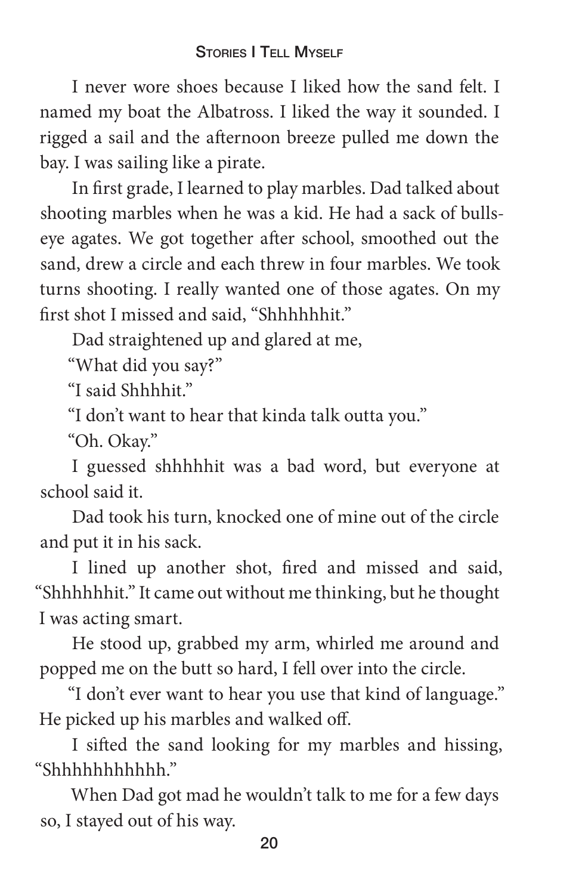I never wore shoes because I liked how the sand felt. I named my boat the Albatross. I liked the way it sounded. I rigged a sail and the afternoon breeze pulled me down the bay. I was sailing like a pirate.

In first grade, I learned to play marbles. Dad talked about shooting marbles when he was a kid. He had a sack of bulls-eye agates. We got together after school, smoothed out the sand, drew a circle and each threw in four marbles. We took turns shooting. I really wanted one of those agates. On my first shot I missed and said, "Shhhhhhit."

Dad straightened up and glared at me,

"What did you say?"

"I said Shhhhit."

"I don't want to hear that kinda talk outta you."

"Oh. Okay."

I guessed shhhhhit was a bad word, but everyone at school said it.

Dad took his turn, knocked one of mine out of the circle and put it in his sack.

I lined up another shot, fired and missed and said, "Shhhhhhit." It came out without me thinking, but he thought I was acting smart.

He stood up, grabbed my arm, whirled me around and popped me on the butt so hard, I fell over into the circle.

"I don't ever want to hear you use that kind of language." He picked up his marbles and walked off.

I sifted the sand looking for my marbles and hissing, "Shhhhhhhhhhh."

When Dad got mad he wouldn't talk to me for a few days so, I stayed out of his way.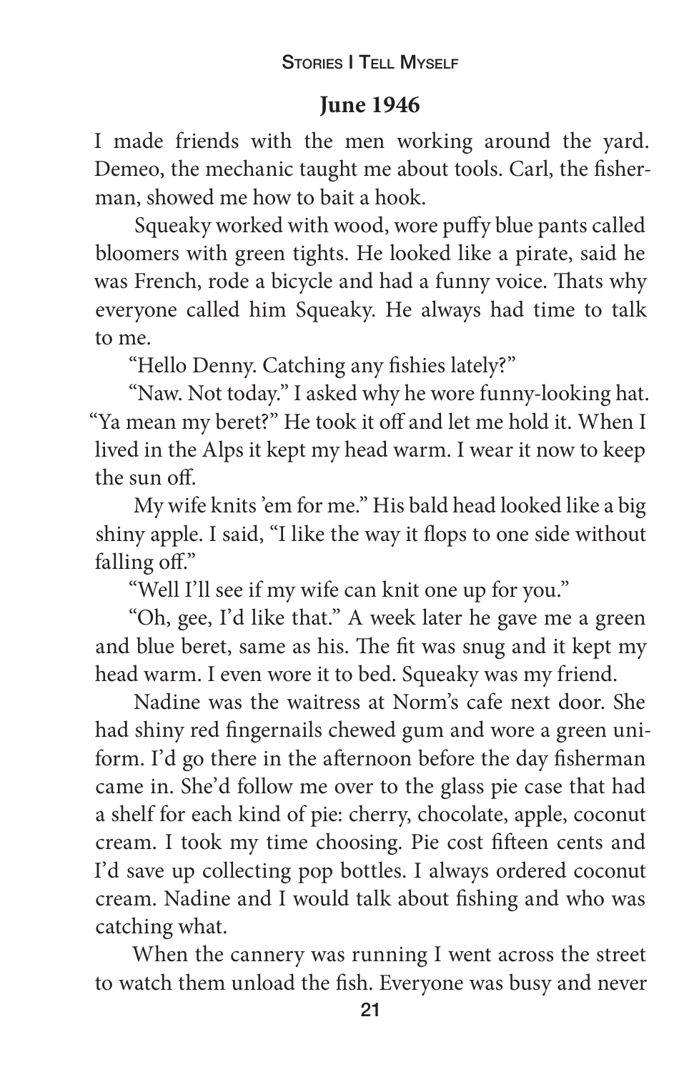## June 1946

I made friends with the men working around the yard. Demeo, the mechanic taught me about tools. Carl, the fisherman, showed me how to bait a hook.

Squeaky worked with wood, wore puffy blue pants called bloomers with green tights. He looked like a pirate, said he was French, rode a bicycle and had a funny voice. Thats why everyone called him Squeaky. He always had time to talk to me.

"Hello Denny. Catching any fishies lately?"

"Naw. Not today." I asked why he wore funny-looking hat. "Ya mean my beret?" He took it off and let me hold it. When I lived in the Alps it kept my head warm. I wear it now to keep the sun off.

My wife knits 'em for me." His bald head looked like a big shiny apple. I said, "I like the way it flops to one side without falling off."

"Well I'll see if my wife can knit one up for you."

"Oh, gee, I'd like that." A week later he gave me a green and blue beret, same as his. The fit was snug and it kept my head warm. I even wore it to bed. Squeaky was my friend.

Nadine was the waitress at Norm's cafe next door. She had shiny red fingernails chewed gum and wore a green uniform. I'd go there in the afternoon before the day fisherman came in. She'd follow me over to the glass pie case that had a shelf for each kind of pie: cherry, chocolate, apple, coconut cream. I took my time choosing. Pie cost fifteen cents and I'd save up collecting pop bottles. I always ordered coconut cream. Nadine and I would talk about fishing and who was catching what.

When the cannery was running I went across the street to watch them unload the fish. Everyone was busy and never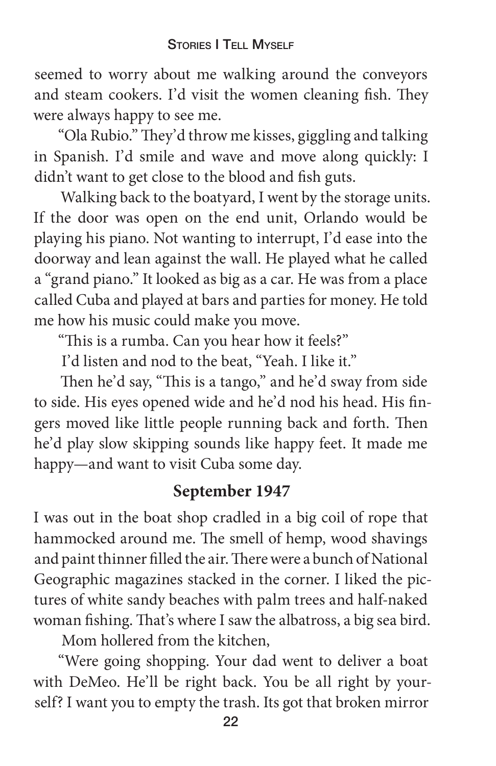seemed to worry about me walking around the conveyors and steam cookers. I'd visit the women cleaning fish. They were always happy to see me.

"Ola Rubio." They'd throw me kisses, giggling and talking in Spanish. I'd smile and wave and move along quickly: I didn't want to get close to the blood and fish guts.

Walking back to the boatyard, I went by the storage units. If the door was open on the end unit, Orlando would be playing his piano. Not wanting to interrupt, I'd ease into the doorway and lean against the wall. He played what he called a "grand piano." It looked as big as a car. He was from a place called Cuba and played at bars and parties for money. He told me how his music could make you move.

"This is a rumba. Can you hear how it feels?"

I'd listen and nod to the beat, "Yeah. I like it."

Then he'd say, "This is a tango," and he'd sway from side to side. His eyes opened wide and he'd nod his head. His fingers moved like little people running back and forth. Then he'd play slow skipping sounds like happy feet. It made me happy—and want to visit Cuba some day.

## September 1947

I was out in the boat shop cradled in a big coil of rope that hammocked around me. The smell of hemp, wood shavings and paint thinner filled the air. There were a bunch of National Geographic magazines stacked in the corner. I liked the pictures of white sandy beaches with palm trees and half-naked woman fishing. That's where I saw the albatross, a big sea bird.

Mom hollered from the kitchen,

"Were going shopping. Your dad went to deliver a boat with DeMeo. He'll be right back. You be all right by yourself? I want you to empty the trash. Its got that broken mirror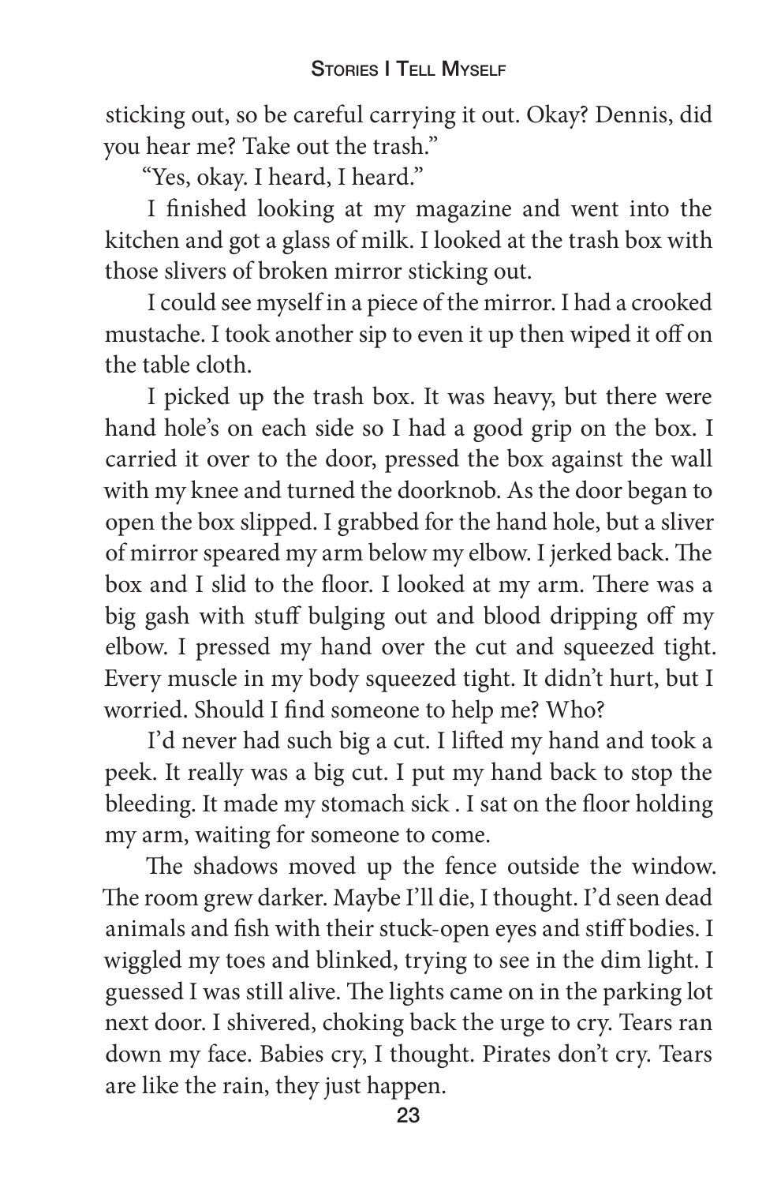sticking out, so be careful carrying it out. Okay? Dennis, did you hear me? Take out the trash."

"Yes, okay. I heard, I heard."

I finished looking at my magazine and went into the kitchen and got a glass of milk. I looked at the trash box with those slivers of broken mirror sticking out.

I could see myself in a piece of the mirror. I had a crooked mustache. I took another sip to even it up then wiped it off on the table cloth.

I picked up the trash box. It was heavy, but there were hand hole's on each side so I had a good grip on the box. I carried it over to the door, pressed the box against the wall with my knee and turned the doorknob. As the door began to open the box slipped. I grabbed for the hand hole, but a sliver of mirror speared my arm below my elbow. I jerked back. The box and I slid to the floor. I looked at my arm. There was a big gash with stuff bulging out and blood dripping off my elbow. I pressed my hand over the cut and squeezed tight. Every muscle in my body squeezed tight. It didn't hurt, but I worried. Should I find someone to help me? Who?

I'd never had such big a cut. I lifted my hand and took a peek. It really was a big cut. I put my hand back to stop the bleeding. It made my stomach sick . I sat on the floor holding my arm, waiting for someone to come.

The shadows moved up the fence outside the window. The room grew darker. Maybe I'll die, I thought. I'd seen dead animals and fish with their stuck-open eyes and stiff bodies. I wiggled my toes and blinked, trying to see in the dim light. I guessed I was still alive. The lights came on in the parking lot next door. I shivered, choking back the urge to cry. Tears ran down my face. Babies cry, I thought. Pirates don't cry. Tears are like the rain, they just happen.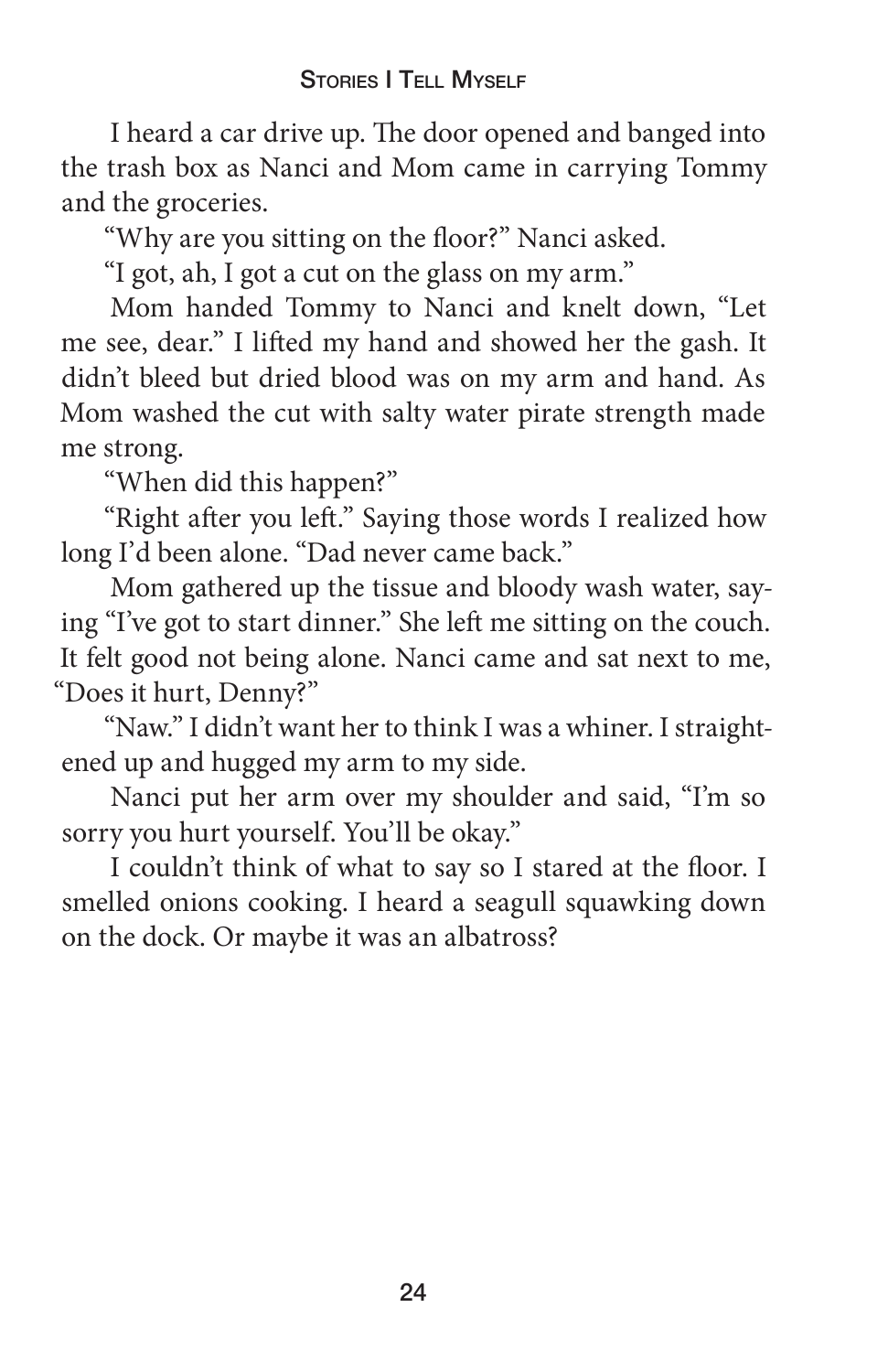I heard a car drive up. The door opened and banged into the trash box as Nanci and Mom came in carrying Tommy and the groceries.

"Why are you sitting on the floor?" Nanci asked.

"I got, ah, I got a cut on the glass on my arm."

Mom handed Tommy to Nanci and knelt down, "Let me see, dear." I lifted my hand and showed her the gash. It didn't bleed but dried blood was on my arm and hand. As Mom washed the cut with salty water pirate strength made me strong.

"When did this happen?"

"Right after you left." Saying those words I realized how long I'd been alone. "Dad never came back."

Mom gathered up the tissue and bloody wash water, saying "I've got to start dinner." She left me sitting on the couch. It felt good not being alone. Nanci came and sat next to me, "Does it hurt, Denny?"

"Naw." I didn't want her to think I was a whiner. I straightened up and hugged my arm to my side.

Nanci put her arm over my shoulder and said, "I'm so sorry you hurt yourself. You'll be okay."

I couldn't think of what to say so I stared at the floor. I smelled onions cooking. I heard a seagull squawking down on the dock. Or maybe it was an albatross?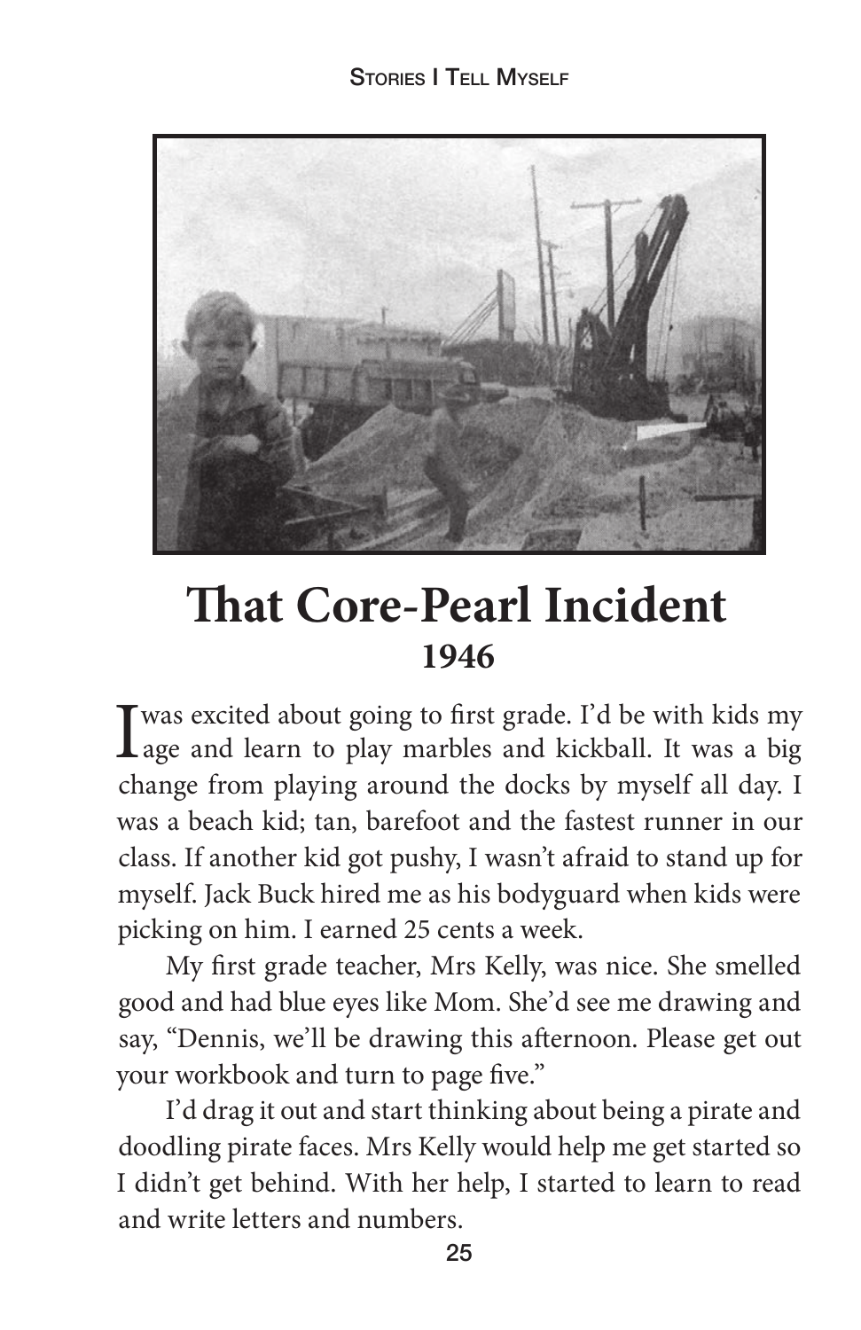# That Core-Pearl Incident

## 1946

I was excited about going to first grade. I'd be with kids my age and learn to play marbles and kickball. It was a big change from playing around the docks by myself all day. I was a beach kid; tan, barefoot and the fastest runner in our class. If another kid got pushy, I wasn't afraid to stand up for myself. Jack Buck hired me as his bodyguard when kids were picking on him. I earned 25 cents a week.

My first grade teacher, Mrs Kelly, was nice. She smelled good and had blue eyes like Mom. She'd see me drawing and say, "Dennis, we'll be drawing this afternoon. Please get out your workbook and turn to page five."

I'd drag it out and start thinking about being a pirate and doodling pirate faces. Mrs Kelly would help me get started so I didn't get behind. With her help, I started to learn to read and write letters and numbers.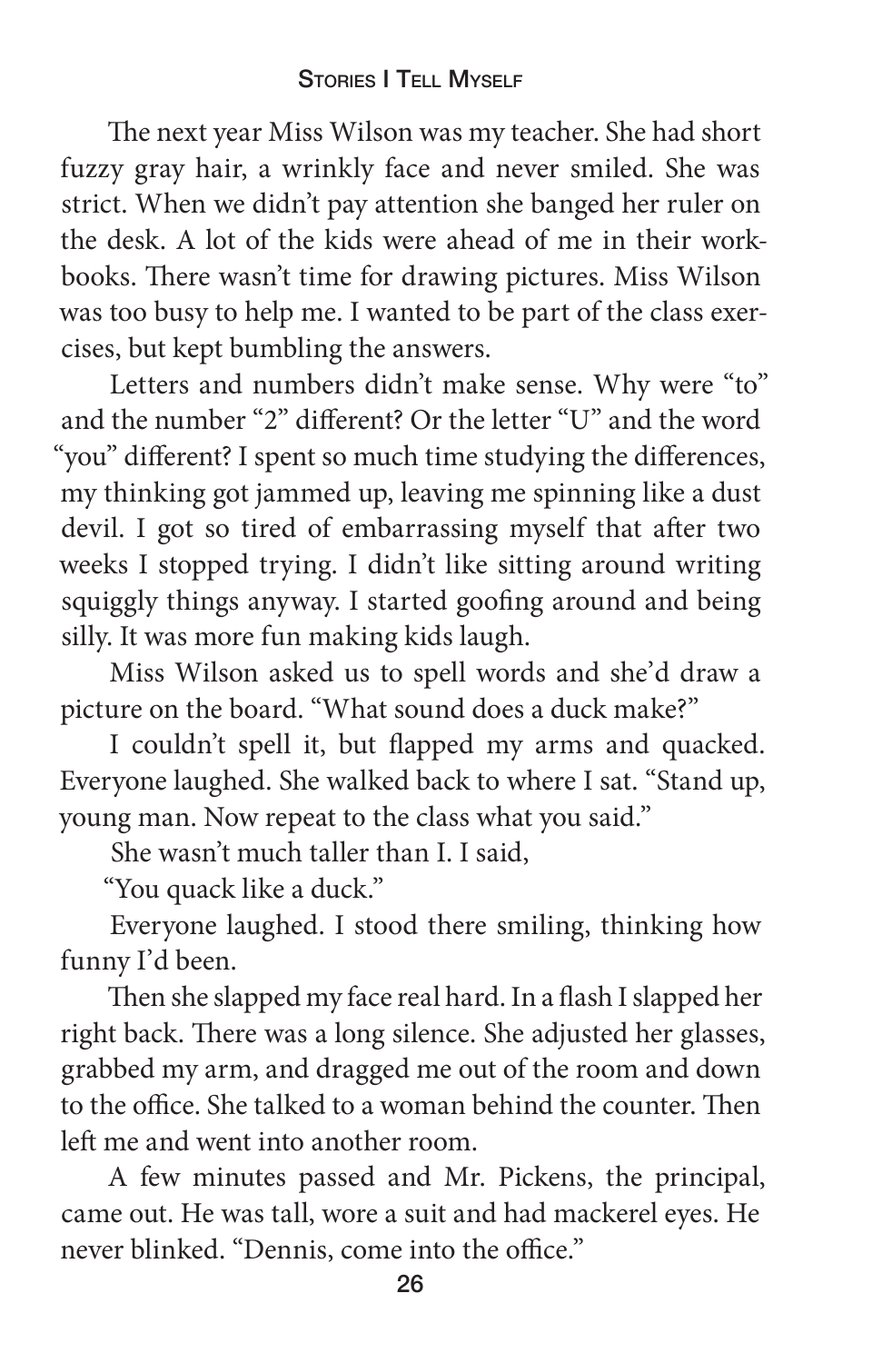The next year Miss Wilson was my teacher. She had short fuzzy gray hair, a wrinkly face and never smiled. She was strict. When we didn't pay attention she banged her ruler on the desk. A lot of the kids were ahead of me in their workbooks. There wasn't time for drawing pictures. Miss Wilson was too busy to help me. I wanted to be part of the class exercises, but kept bumbling the answers.

Letters and numbers didn't make sense. Why were "to" and the number "2" different? Or the letter "U" and the word "you" different? I spent so much time studying the differences, my thinking got jammed up, leaving me spinning like a dust devil. I got so tired of embarrassing myself that after two weeks I stopped trying. I didn't like sitting around writing squiggly things anyway. I started goofing around and being silly. It was more fun making kids laugh.

Miss Wilson asked us to spell words and she'd draw a picture on the board. "What sound does a duck make?"

I couldn't spell it, but flapped my arms and quacked. Everyone laughed. She walked back to where I sat. "Stand up, young man. Now repeat to the class what you said."

She wasn't much taller than I. I said,

"You quack like a duck."

Everyone laughed. I stood there smiling, thinking how funny I'd been.

Then she slapped my face real hard. In a flash I slapped her right back. There was a long silence. She adjusted her glasses, grabbed my arm, and dragged me out of the room and down to the office. She talked to a woman behind the counter. Then left me and went into another room.

A few minutes passed and Mr. Pickens, the principal, came out. He was tall, wore a suit and had mackerel eyes. He never blinked. "Dennis, come into the office."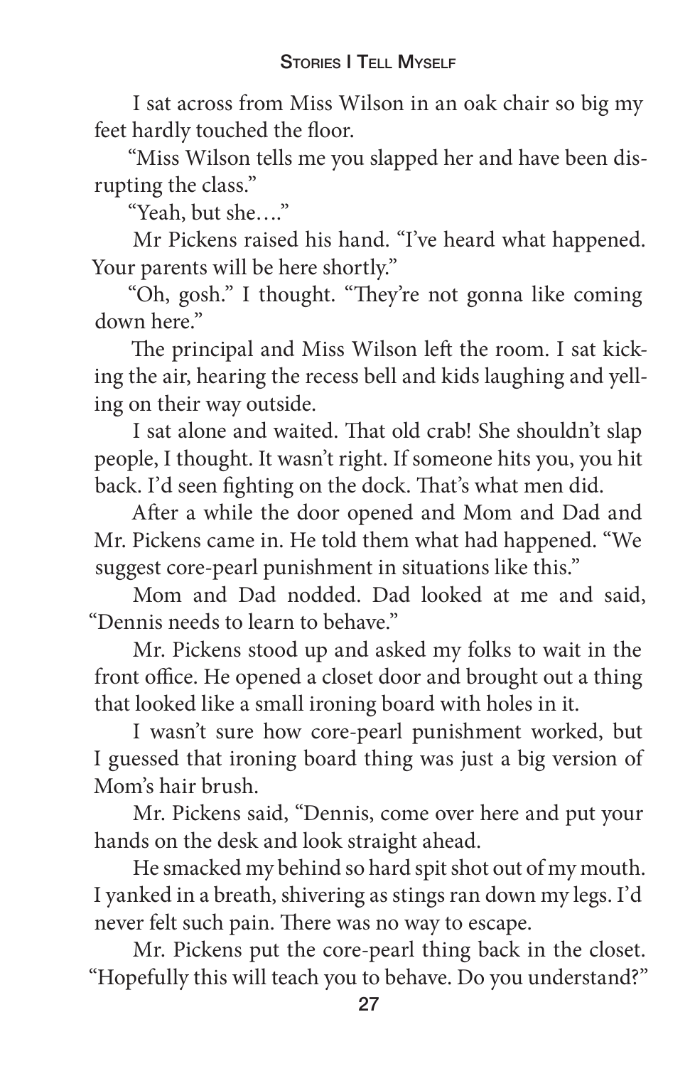I sat across from Miss Wilson in an oak chair so big my feet hardly touched the floor.

"Miss Wilson tells me you slapped her and have been disrupting the class."

"Yeah, but she…."

Mr Pickens raised his hand. "I've heard what happened. Your parents will be here shortly."

"Oh, gosh." I thought. "They're not gonna like coming down here."

The principal and Miss Wilson left the room. I sat kicking the air, hearing the recess bell and kids laughing and yelling on their way outside.

I sat alone and waited. That old crab! She shouldn't slap people, I thought. It wasn't right. If someone hits you, you hit back. I'd seen fighting on the dock. That's what men did.

After a while the door opened and Mom and Dad and Mr. Pickens came in. He told them what had happened. "We suggest core-pearl punishment in situations like this."

Mom and Dad nodded. Dad looked at me and said, "Dennis needs to learn to behave."

Mr. Pickens stood up and asked my folks to wait in the front office. He opened a closet door and brought out a thing that looked like a small ironing board with holes in it.

I wasn't sure how core-pearl punishment worked, but I guessed that ironing board thing was just a big version of Mom's hair brush.

Mr. Pickens said, "Dennis, come over here and put your hands on the desk and look straight ahead.

He smacked my behind so hard spit shot out of my mouth. I yanked in a breath, shivering as stings ran down my legs. I'd never felt such pain. There was no way to escape.

Mr. Pickens put the core-pearl thing back in the closet. "Hopefully this will teach you to behave. Do you understand?"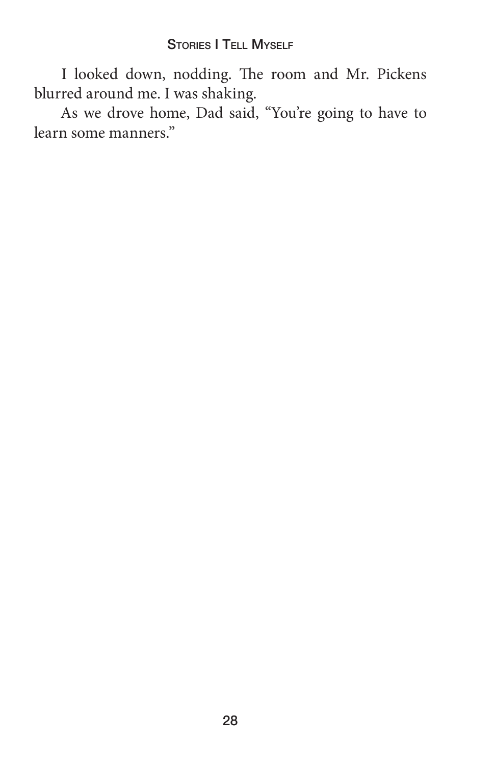I looked down, nodding. The room and Mr. Pickens blurred around me. I was shaking.

As we drove home, Dad said, "You're going to have to learn some manners."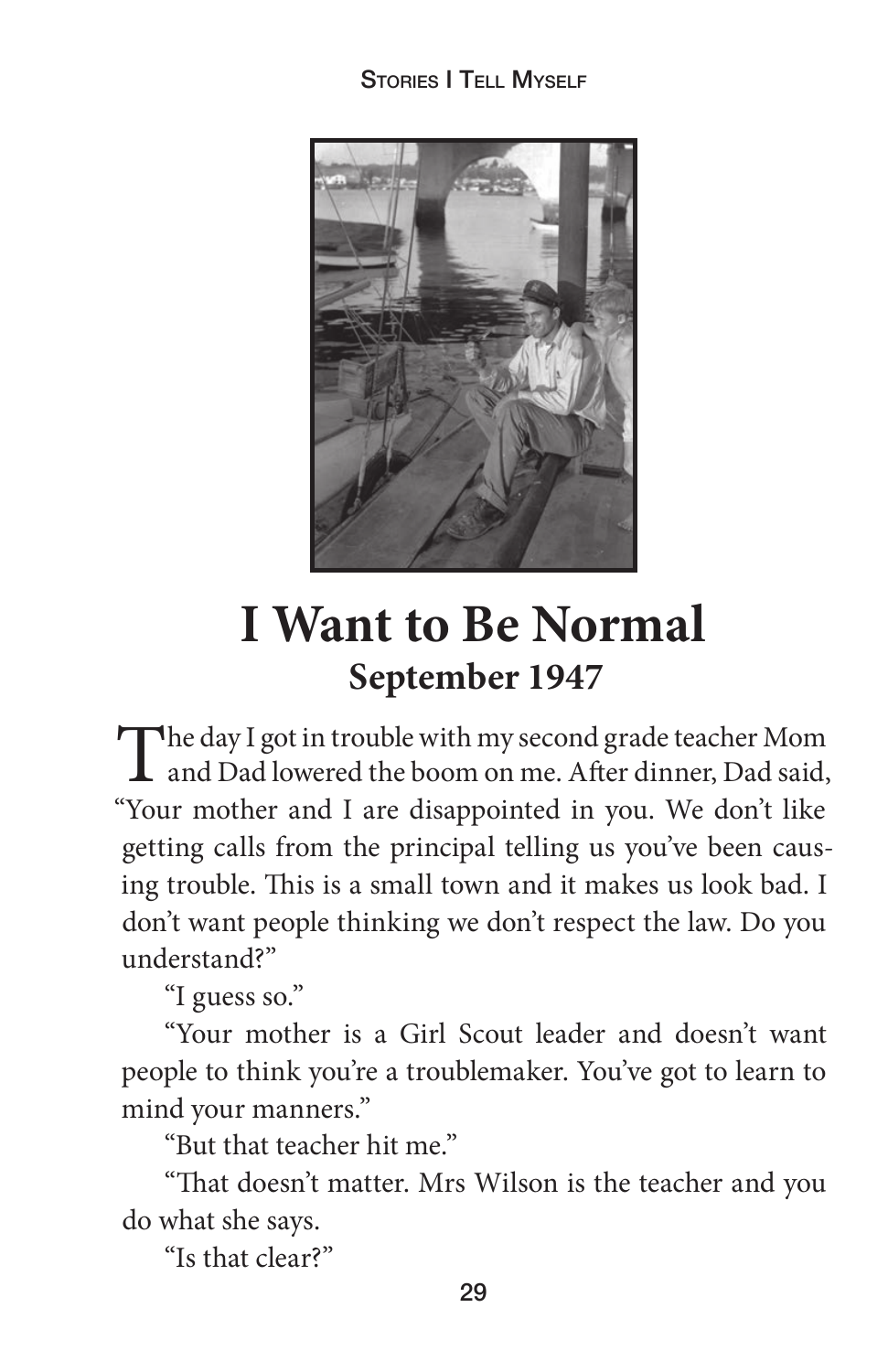# I Want to Be Normal

## September 1947

The day I got in trouble with my second grade teacher Mom and Dad lowered the boom on me. After dinner, Dad said, "Your mother and I are disappointed in you. We don't like getting calls from the principal telling us you've been causing trouble. This is a small town and it makes us look bad. I don't want people thinking we don't respect the law. Do you understand?"

"I guess so."

"Your mother is a Girl Scout leader and doesn't want people to think you're a troublemaker. You've got to learn to mind your manners."

"But that teacher hit me."

"That doesn't matter. Mrs Wilson is the teacher and you do what she says.

"Is that clear?"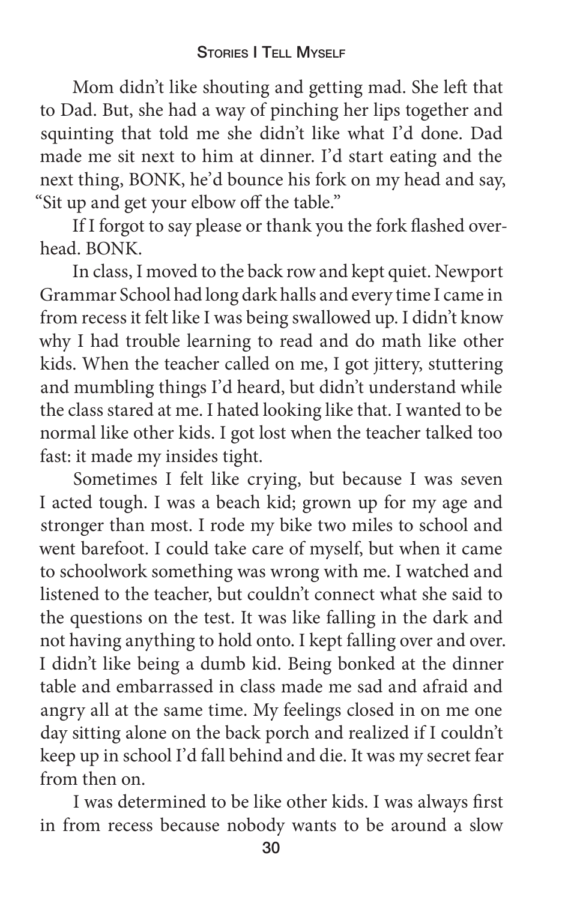Mom didn't like shouting and getting mad. She left that to Dad. But, she had a way of pinching her lips together and squinting that told me she didn't like what I'd done. Dad made me sit next to him at dinner. I'd start eating and the next thing, BONK, he'd bounce his fork on my head and say, "Sit up and get your elbow off the table."

If I forgot to say please or thank you the fork flashed overhead. BONK.

In class, I moved to the back row and kept quiet. Newport Grammar School had long dark halls and every time I came in from recess it felt like I was being swallowed up. I didn't know why I had trouble learning to read and do math like other kids. When the teacher called on me, I got jittery, stuttering and mumbling things I'd heard, but didn't understand while the class stared at me. I hated looking like that. I wanted to be normal like other kids. I got lost when the teacher talked too fast: it made my insides tight.

Sometimes I felt like crying, but because I was seven I acted tough. I was a beach kid; grown up for my age and stronger than most. I rode my bike two miles to school and went barefoot. I could take care of myself, but when it came to schoolwork something was wrong with me. I watched and listened to the teacher, but couldn't connect what she said to the questions on the test. It was like falling in the dark and not having anything to hold onto. I kept falling over and over. I didn't like being a dumb kid. Being bonked at the dinner table and embarrassed in class made me sad and afraid and angry all at the same time. My feelings closed in on me one day sitting alone on the back porch and realized if I couldn't keep up in school I'd fall behind and die. It was my secret fear from then on.

I was determined to be like other kids. I was always first in from recess because nobody wants to be around a slow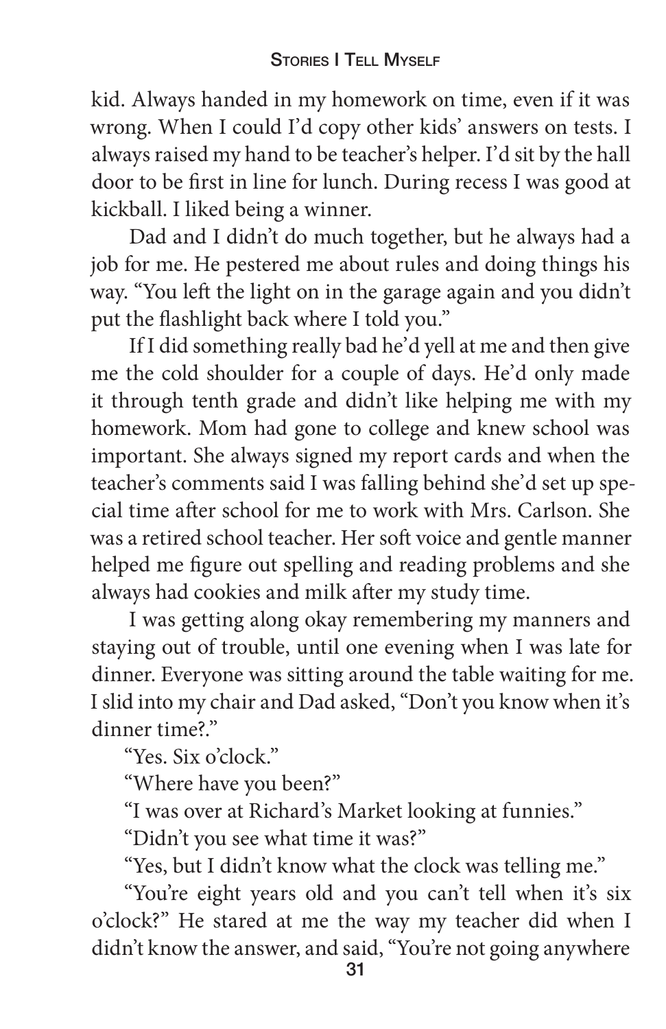kid. Always handed in my homework on time, even if it was wrong. When I could I'd copy other kids' answers on tests. I always raised my hand to be teacher's helper. I'd sit by the hall door to be first in line for lunch. During recess I was good at kickball. I liked being a winner.

Dad and I didn't do much together, but he always had a job for me. He pestered me about rules and doing things his way. "You left the light on in the garage again and you didn't put the flashlight back where I told you."

If I did something really bad he'd yell at me and then give me the cold shoulder for a couple of days. He'd only made it through tenth grade and didn't like helping me with my homework. Mom had gone to college and knew school was important. She always signed my report cards and when the teacher's comments said I was falling behind she'd set up special time after school for me to work with Mrs. Carlson. She was a retired school teacher. Her soft voice and gentle manner helped me figure out spelling and reading problems and she always had cookies and milk after my study time.

I was getting along okay remembering my manners and staying out of trouble, until one evening when I was late for dinner. Everyone was sitting around the table waiting for me. I slid into my chair and Dad asked, "Don't you know when it's dinner time?."

"Yes. Six o'clock."

"Where have you been?"

"I was over at Richard's Market looking at funnies."

"Didn't you see what time it was?"

"Yes, but I didn't know what the clock was telling me."

"You're eight years old and you can't tell when it's six o'clock?" He stared at me the way my teacher did when I didn't know the answer, and said, "You're not going anywhere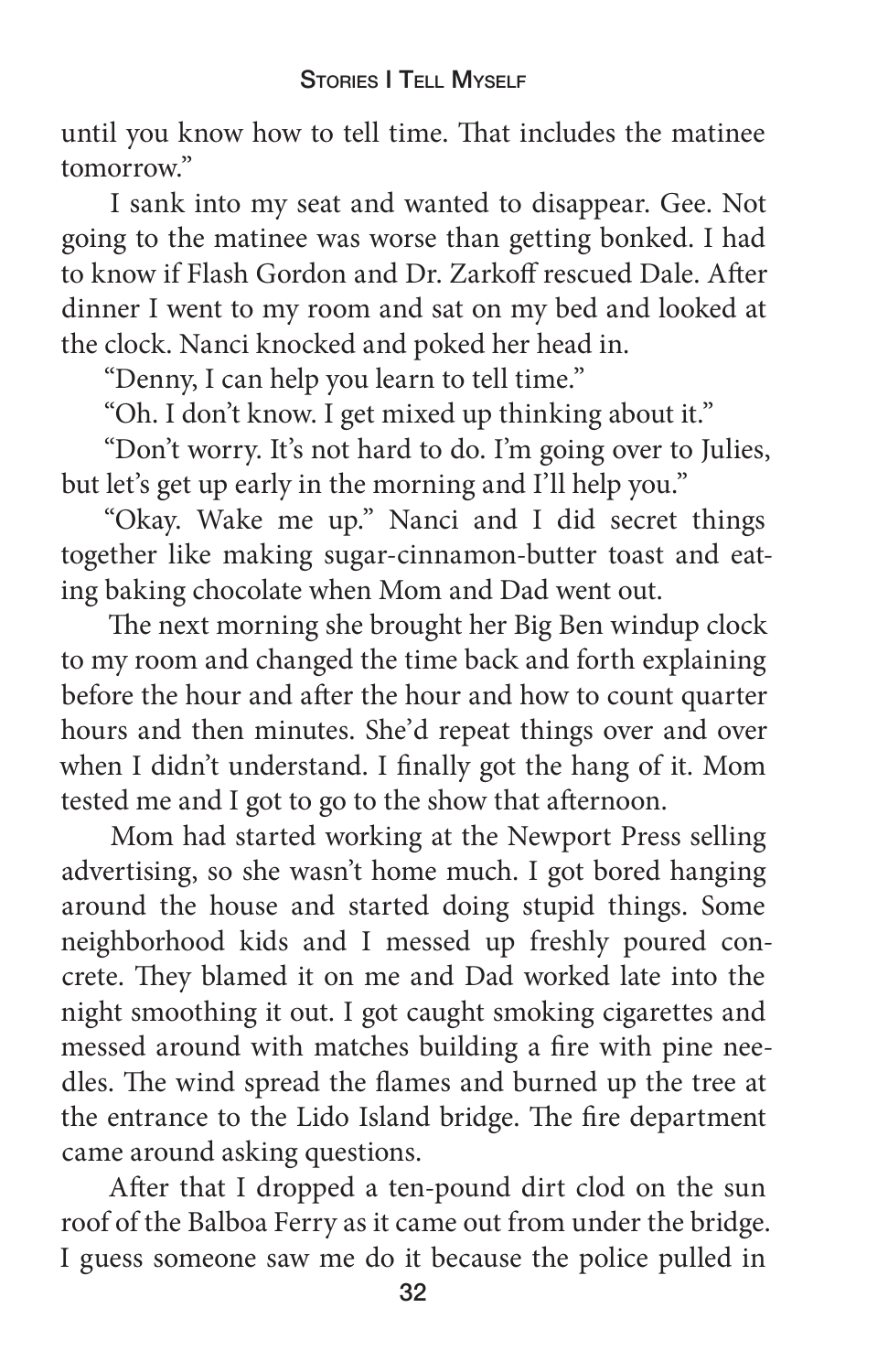until you know how to tell time. That includes the matinee tomorrow."

I sank into my seat and wanted to disappear. Gee. Not going to the matinee was worse than getting bonked. I had to know if Flash Gordon and Dr. Zarkoff rescued Dale. After dinner I went to my room and sat on my bed and looked at the clock. Nanci knocked and poked her head in.

"Denny, I can help you learn to tell time."

"Oh. I don't know. I get mixed up thinking about it."

"Don't worry. It's not hard to do. I'm going over to Julies, but let's get up early in the morning and I'll help you."

"Okay. Wake me up." Nanci and I did secret things together like making sugar-cinnamon-butter toast and eating baking chocolate when Mom and Dad went out.

The next morning she brought her Big Ben windup clock to my room and changed the time back and forth explaining before the hour and after the hour and how to count quarter hours and then minutes. She'd repeat things over and over when I didn't understand. I finally got the hang of it. Mom tested me and I got to go to the show that afternoon.

Mom had started working at the Newport Press selling advertising, so she wasn't home much. I got bored hanging around the house and started doing stupid things. Some neighborhood kids and I messed up freshly poured concrete. They blamed it on me and Dad worked late into the night smoothing it out. I got caught smoking cigarettes and messed around with matches building a fire with pine needles. The wind spread the flames and burned up the tree at the entrance to the Lido Island bridge. The fire department came around asking questions.

After that I dropped a ten-pound dirt clod on the sun roof of the Balboa Ferry as it came out from under the bridge. I guess someone saw me do it because the police pulled in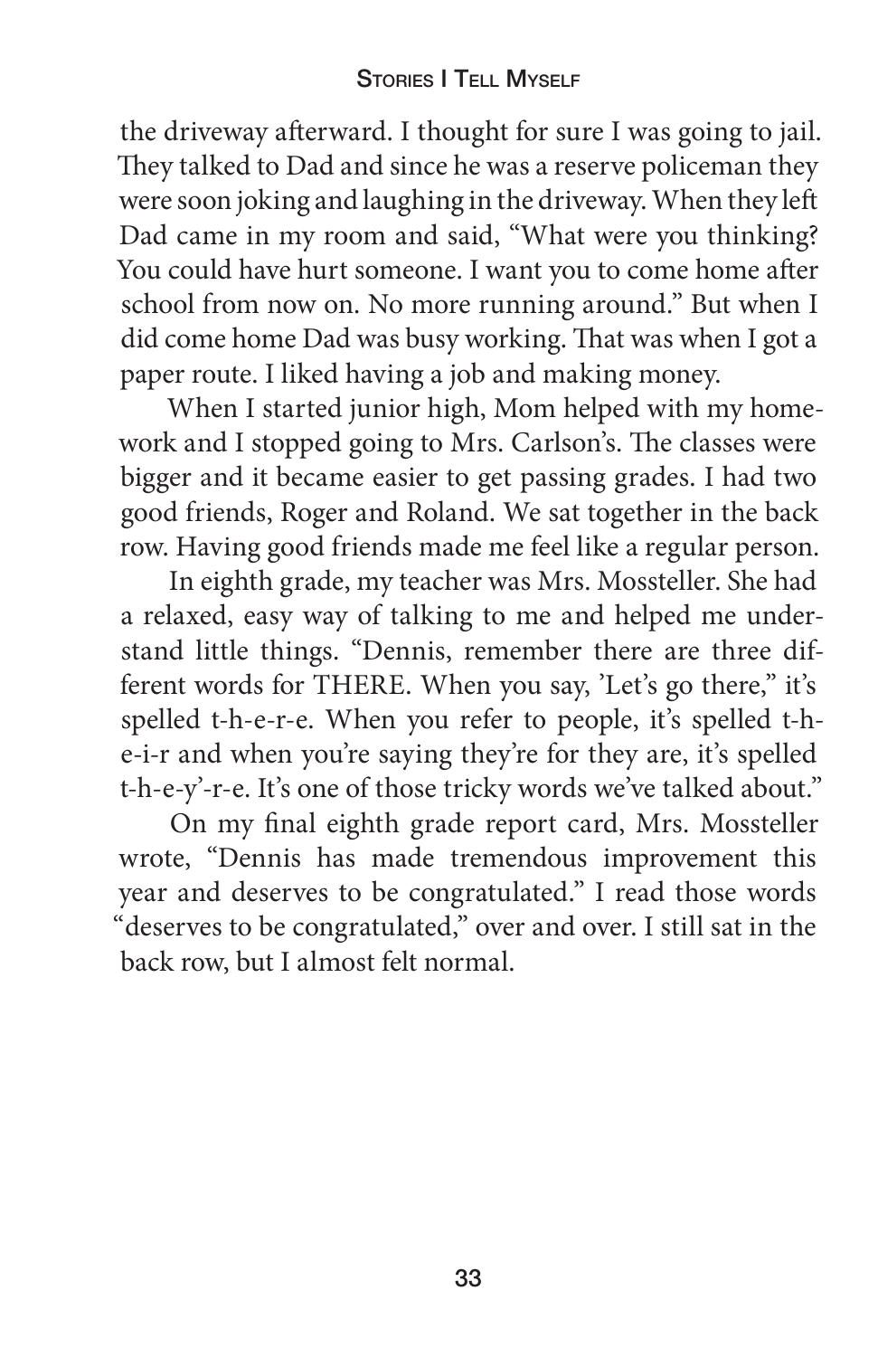the driveway afterward. I thought for sure I was going to jail. They talked to Dad and since he was a reserve policeman they were soon joking and laughing in the driveway. When they left Dad came in my room and said, "What were you thinking? You could have hurt someone. I want you to come home after school from now on. No more running around." But when I did come home Dad was busy working. That was when I got a paper route. I liked having a job and making money.

When I started junior high, Mom helped with my homework and I stopped going to Mrs. Carlson's. The classes were bigger and it became easier to get passing grades. I had two good friends, Roger and Roland. We sat together in the back row. Having good friends made me feel like a regular person.

In eighth grade, my teacher was Mrs. Mossteller. She had a relaxed, easy way of talking to me and helped me understand little things. "Dennis, remember there are three different words for THERE. When you say, 'Let's go there," it's spelled t-h-e-r-e. When you refer to people, it's spelled t-h-e-i-r and when you're saying they're for they are, it's spelled t-h-e-y'-r-e. It's one of those tricky words we've talked about."

On my final eighth grade report card, Mrs. Mossteller wrote, "Dennis has made tremendous improvement this year and deserves to be congratulated." I read those words "deserves to be congratulated," over and over. I still sat in the back row, but I almost felt normal.